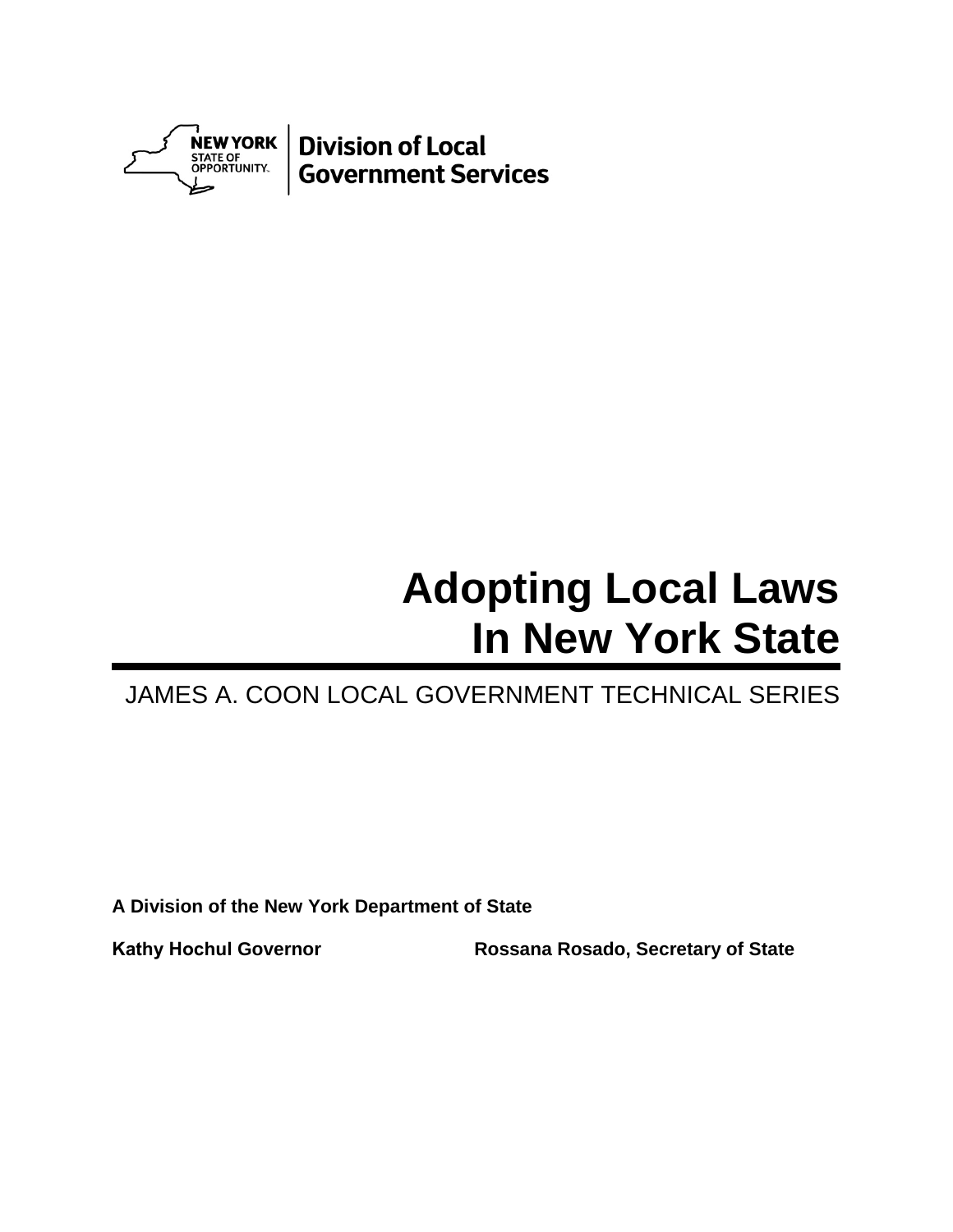NEW YORK STATE OF OPPORTUNITY. | Division of Local Government Services

# Adopting Local Laws In New York State

JAMES A. COON LOCAL GOVERNMENT TECHNICAL SERIES

**A Division of the New York Department of State**

**Kathy Hochul Governor** **Rossana Rosado, Secretary of State**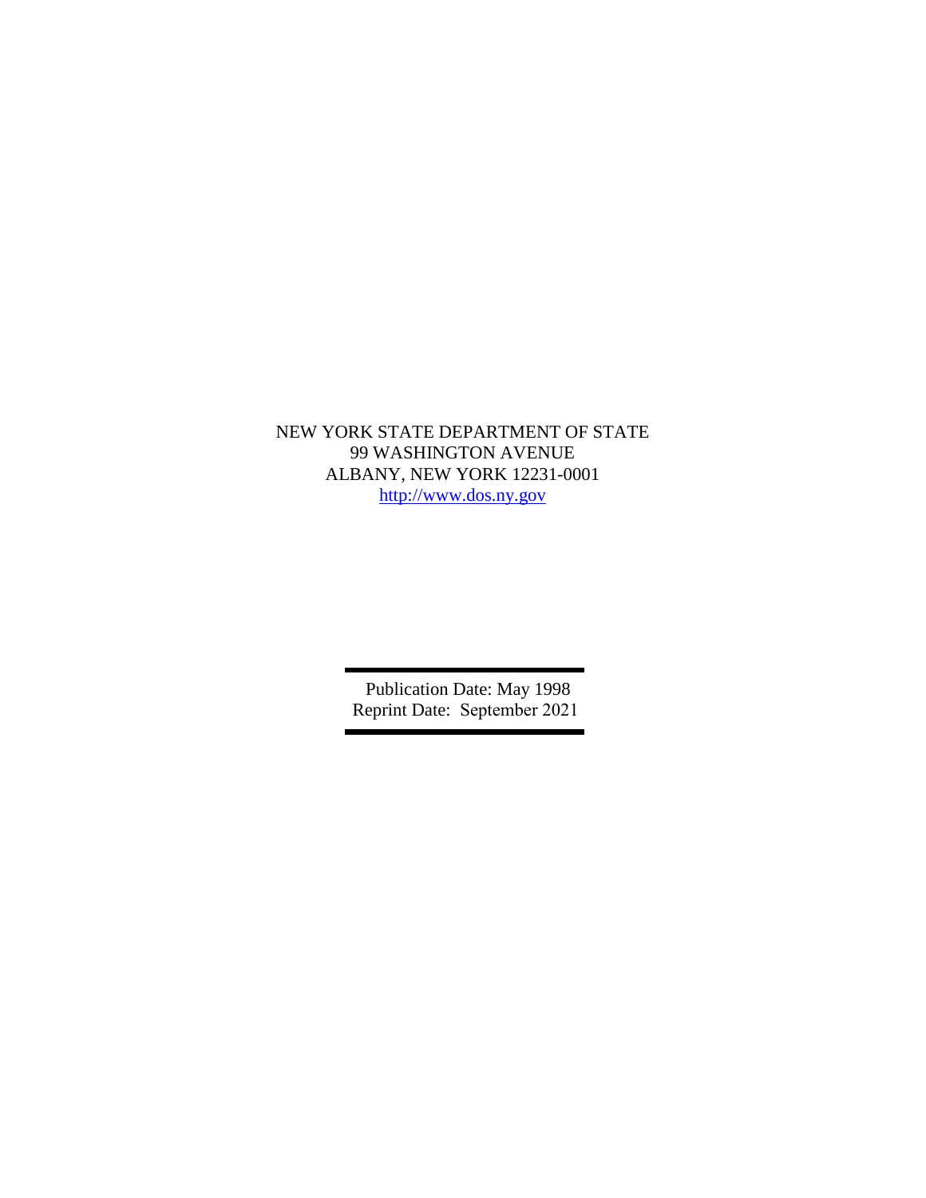NEW YORK STATE DEPARTMENT OF STATE
99 WASHINGTON AVENUE
ALBANY, NEW YORK 12231-0001
http://www.dos.ny.gov

---

Publication Date: May 1998
Reprint Date: September 2021

---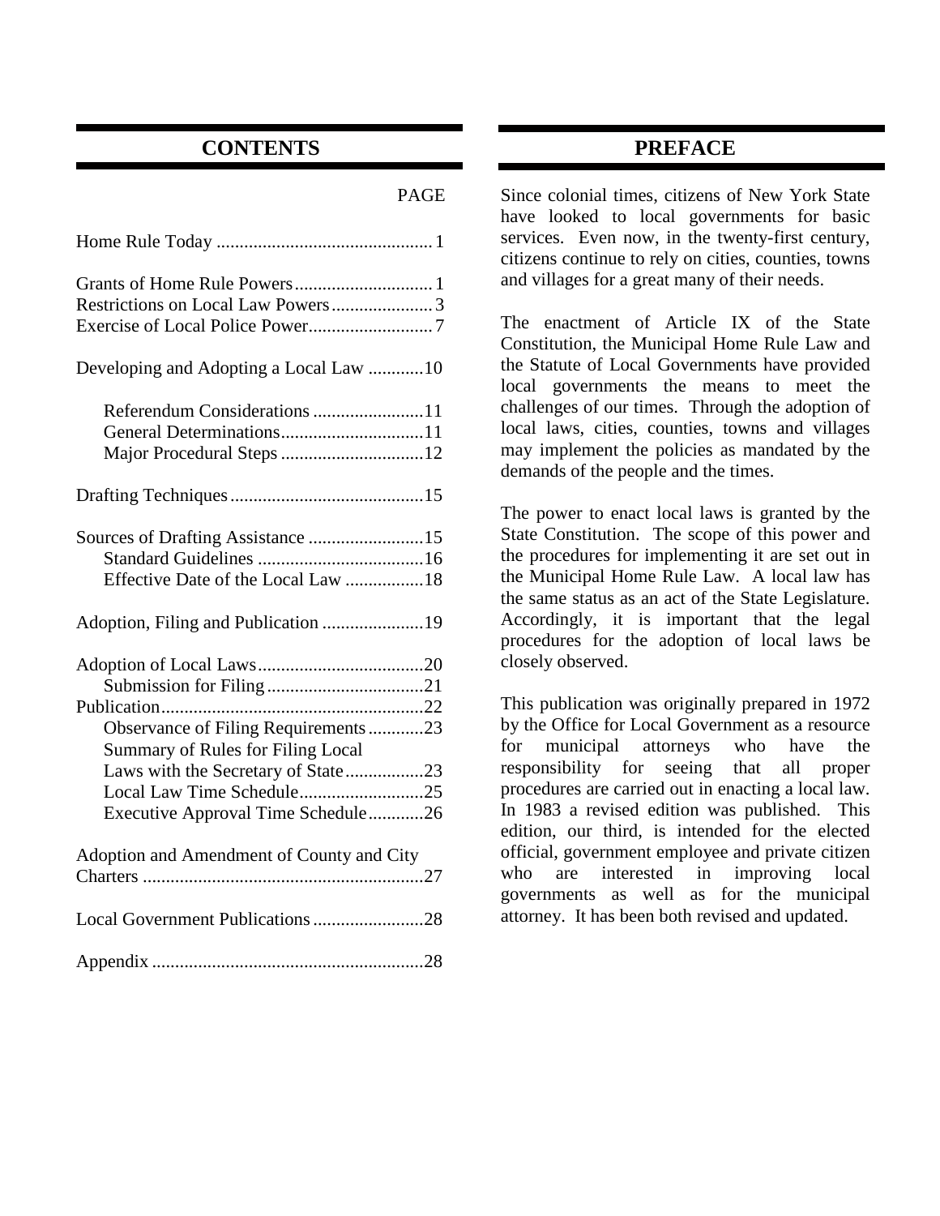## CONTENTS

| | PAGE |
|---|---|
| Home Rule Today | 1 |
| Grants of Home Rule Powers | 1 |
| Restrictions on Local Law Powers | 3 |
| Exercise of Local Police Power | 7 |
| Developing and Adopting a Local Law | 10 |
| Referendum Considerations | 11 |
| General Determinations | 11 |
| Major Procedural Steps | 12 |
| Drafting Techniques | 15 |
| Sources of Drafting Assistance | 15 |
| Standard Guidelines | 16 |
| Effective Date of the Local Law | 18 |
| Adoption, Filing and Publication | 19 |
| Adoption of Local Laws | 20 |
| Submission for Filing | 21 |
| Publication | 22 |
| Observance of Filing Requirements | 23 |
| Summary of Rules for Filing Local Laws with the Secretary of State | 23 |
| Local Law Time Schedule | 25 |
| Executive Approval Time Schedule | 26 |
| Adoption and Amendment of County and City Charters | 27 |
| Local Government Publications | 28 |
| Appendix | 28 |

## PREFACE

Since colonial times, citizens of New York State have looked to local governments for basic services. Even now, in the twenty-first century, citizens continue to rely on cities, counties, towns and villages for a great many of their needs.

The enactment of Article IX of the State Constitution, the Municipal Home Rule Law and the Statute of Local Governments have provided local governments the means to meet the challenges of our times. Through the adoption of local laws, cities, counties, towns and villages may implement the policies as mandated by the demands of the people and the times.

The power to enact local laws is granted by the State Constitution. The scope of this power and the procedures for implementing it are set out in the Municipal Home Rule Law. A local law has the same status as an act of the State Legislature. Accordingly, it is important that the legal procedures for the adoption of local laws be closely observed.

This publication was originally prepared in 1972 by the Office for Local Government as a resource for municipal attorneys who have the responsibility for seeing that all proper procedures are carried out in enacting a local law. In 1983 a revised edition was published. This edition, our third, is intended for the elected official, government employee and private citizen who are interested in improving local governments as well as for the municipal attorney. It has been both revised and updated.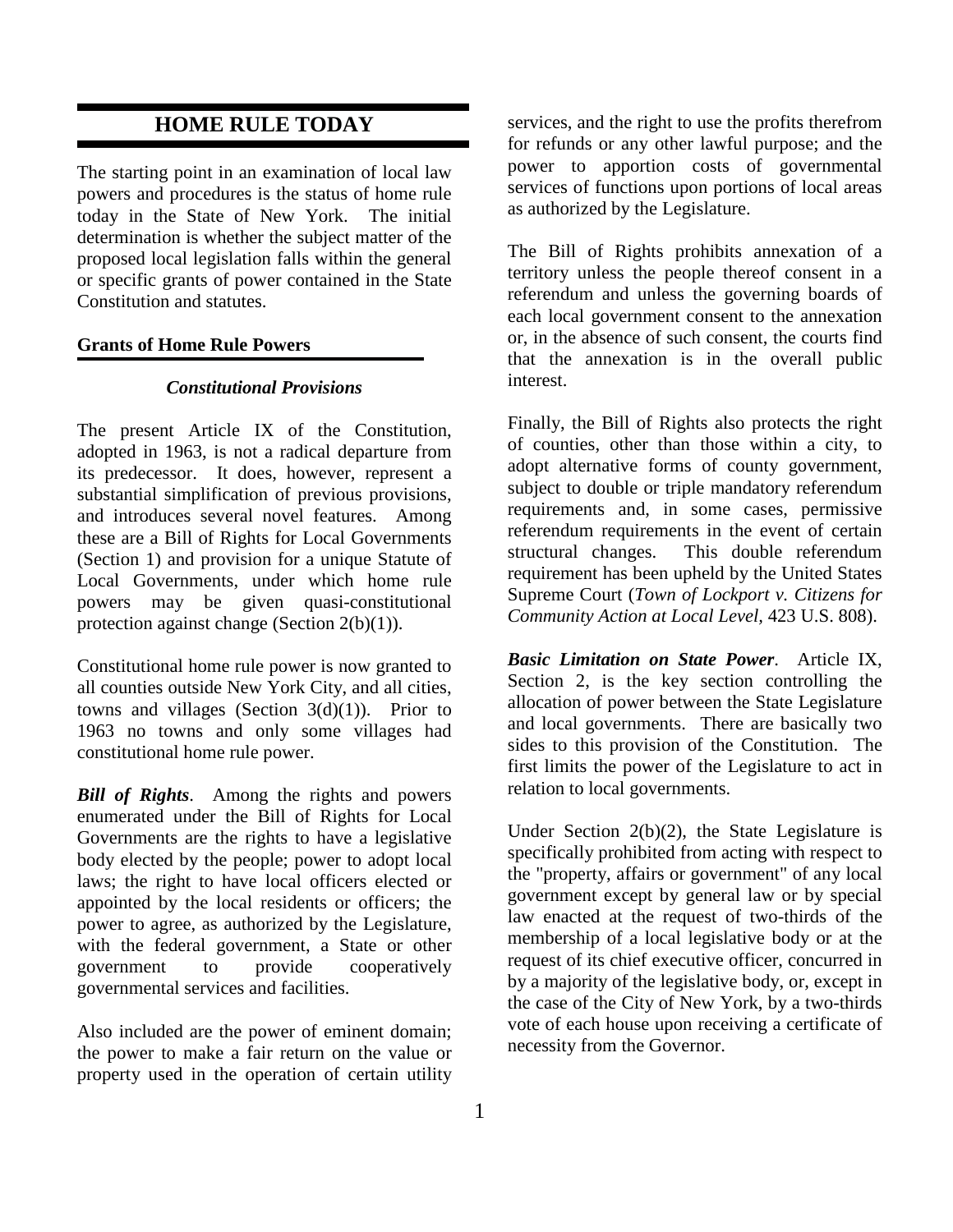# HOME RULE TODAY

The starting point in an examination of local law powers and procedures is the status of home rule today in the State of New York. The initial determination is whether the subject matter of the proposed local legislation falls within the general or specific grants of power contained in the State Constitution and statutes.

## Grants of Home Rule Powers

### *Constitutional Provisions*

The present Article IX of the Constitution, adopted in 1963, is not a radical departure from its predecessor. It does, however, represent a substantial simplification of previous provisions, and introduces several novel features. Among these are a Bill of Rights for Local Governments (Section 1) and provision for a unique Statute of Local Governments, under which home rule powers may be given quasi-constitutional protection against change (Section 2(b)(1)).

Constitutional home rule power is now granted to all counties outside New York City, and all cities, towns and villages (Section 3(d)(1)). Prior to 1963 no towns and only some villages had constitutional home rule power.

***Bill of Rights***. Among the rights and powers enumerated under the Bill of Rights for Local Governments are the rights to have a legislative body elected by the people; power to adopt local laws; the right to have local officers elected or appointed by the local residents or officers; the power to agree, as authorized by the Legislature, with the federal government, a State or other government to provide cooperatively governmental services and facilities.

Also included are the power of eminent domain; the power to make a fair return on the value or property used in the operation of certain utility services, and the right to use the profits therefrom for refunds or any other lawful purpose; and the power to apportion costs of governmental services of functions upon portions of local areas as authorized by the Legislature.

The Bill of Rights prohibits annexation of a territory unless the people thereof consent in a referendum and unless the governing boards of each local government consent to the annexation or, in the absence of such consent, the courts find that the annexation is in the overall public interest.

Finally, the Bill of Rights also protects the right of counties, other than those within a city, to adopt alternative forms of county government, subject to double or triple mandatory referendum requirements and, in some cases, permissive referendum requirements in the event of certain structural changes. This double referendum requirement has been upheld by the United States Supreme Court (*Town of Lockport v. Citizens for Community Action at Local Level*, 423 U.S. 808).

***Basic Limitation on State Power***. Article IX, Section 2, is the key section controlling the allocation of power between the State Legislature and local governments. There are basically two sides to this provision of the Constitution. The first limits the power of the Legislature to act in relation to local governments.

Under Section 2(b)(2), the State Legislature is specifically prohibited from acting with respect to the "property, affairs or government" of any local government except by general law or by special law enacted at the request of two-thirds of the membership of a local legislative body or at the request of its chief executive officer, concurred in by a majority of the legislative body, or, except in the case of the City of New York, by a two-thirds vote of each house upon receiving a certificate of necessity from the Governor.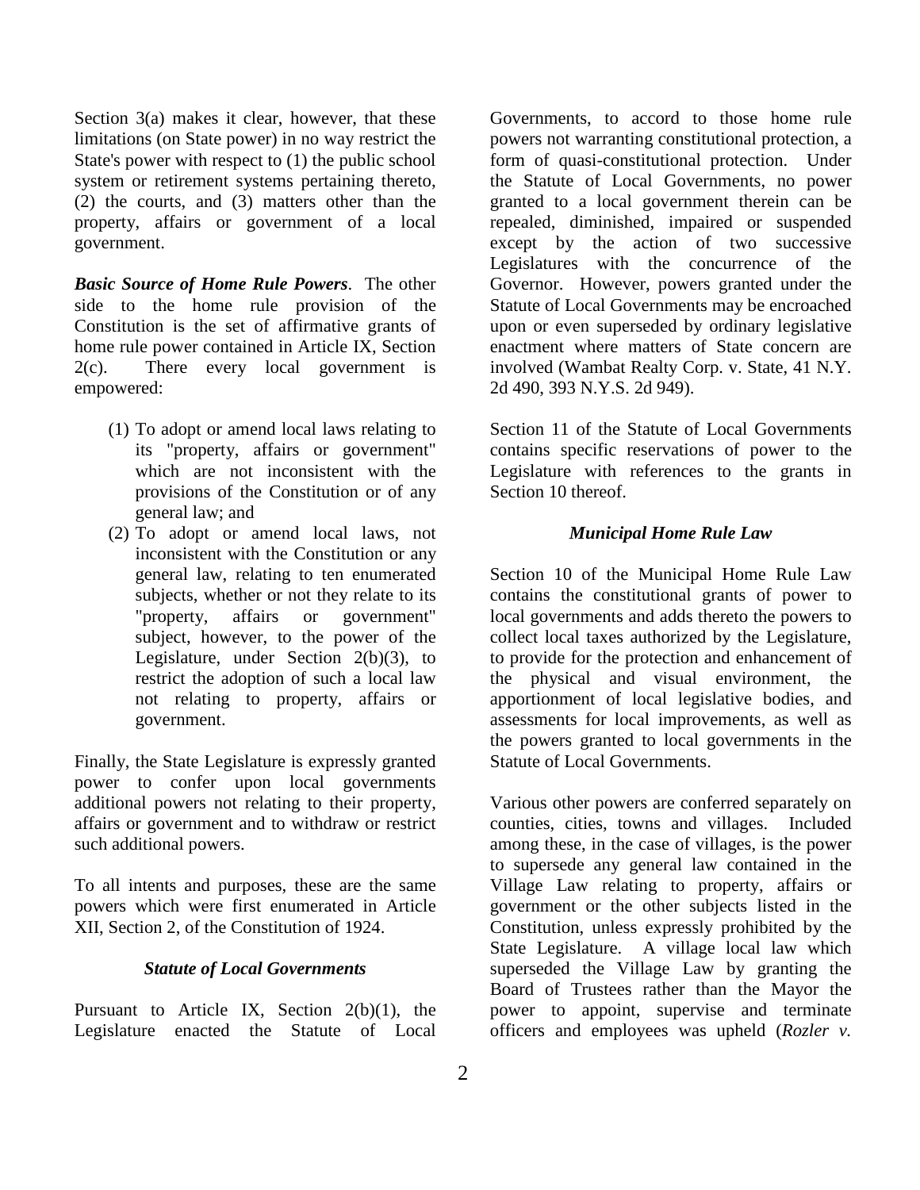Section 3(a) makes it clear, however, that these limitations (on State power) in no way restrict the State's power with respect to (1) the public school system or retirement systems pertaining thereto, (2) the courts, and (3) matters other than the property, affairs or government of a local government.

***Basic Source of Home Rule Powers***. The other side to the home rule provision of the Constitution is the set of affirmative grants of home rule power contained in Article IX, Section 2(c). There every local government is empowered:

(1) To adopt or amend local laws relating to its "property, affairs or government" which are not inconsistent with the provisions of the Constitution or of any general law; and
(2) To adopt or amend local laws, not inconsistent with the Constitution or any general law, relating to ten enumerated subjects, whether or not they relate to its "property, affairs or government" subject, however, to the power of the Legislature, under Section 2(b)(3), to restrict the adoption of such a local law not relating to property, affairs or government.

Finally, the State Legislature is expressly granted power to confer upon local governments additional powers not relating to their property, affairs or government and to withdraw or restrict such additional powers.

To all intents and purposes, these are the same powers which were first enumerated in Article XII, Section 2, of the Constitution of 1924.

### *Statute of Local Governments*

Pursuant to Article IX, Section 2(b)(1), the Legislature enacted the Statute of Local Governments, to accord to those home rule powers not warranting constitutional protection, a form of quasi-constitutional protection. Under the Statute of Local Governments, no power granted to a local government therein can be repealed, diminished, impaired or suspended except by the action of two successive Legislatures with the concurrence of the Governor. However, powers granted under the Statute of Local Governments may be encroached upon or even superseded by ordinary legislative enactment where matters of State concern are involved (Wambat Realty Corp. v. State, 41 N.Y. 2d 490, 393 N.Y.S. 2d 949).

Section 11 of the Statute of Local Governments contains specific reservations of power to the Legislature with references to the grants in Section 10 thereof.

### *Municipal Home Rule Law*

Section 10 of the Municipal Home Rule Law contains the constitutional grants of power to local governments and adds thereto the powers to collect local taxes authorized by the Legislature, to provide for the protection and enhancement of the physical and visual environment, the apportionment of local legislative bodies, and assessments for local improvements, as well as the powers granted to local governments in the Statute of Local Governments.

Various other powers are conferred separately on counties, cities, towns and villages. Included among these, in the case of villages, is the power to supersede any general law contained in the Village Law relating to property, affairs or government or the other subjects listed in the Constitution, unless expressly prohibited by the State Legislature. A village local law which superseded the Village Law by granting the Board of Trustees rather than the Mayor the power to appoint, supervise and terminate officers and employees was upheld (*Rozler v.*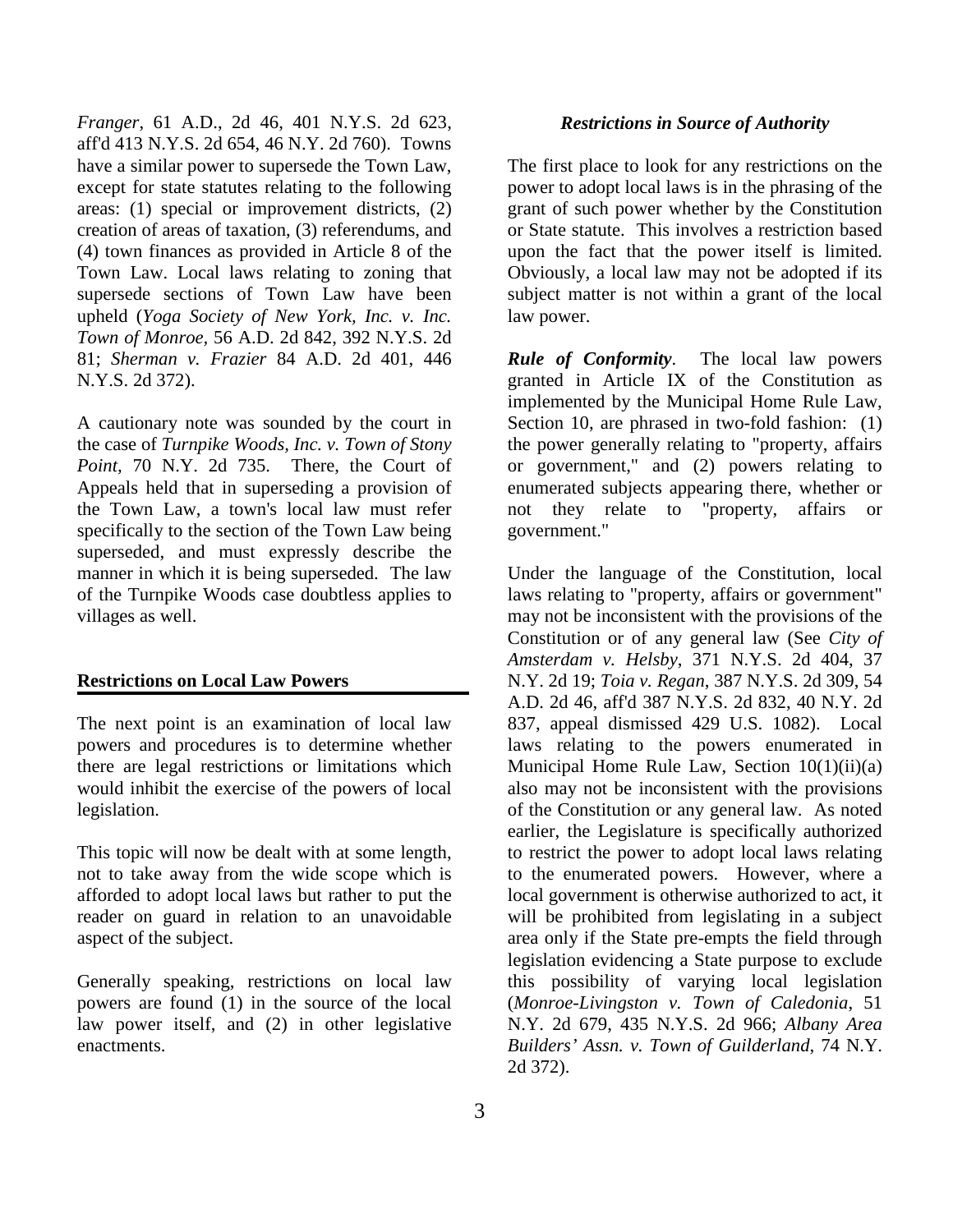*Franger*, 61 A.D., 2d 46, 401 N.Y.S. 2d 623, aff'd 413 N.Y.S. 2d 654, 46 N.Y. 2d 760). Towns have a similar power to supersede the Town Law, except for state statutes relating to the following areas: (1) special or improvement districts, (2) creation of areas of taxation, (3) referendums, and (4) town finances as provided in Article 8 of the Town Law. Local laws relating to zoning that supersede sections of Town Law have been upheld (*Yoga Society of New York, Inc. v. Inc. Town of Monroe*, 56 A.D. 2d 842, 392 N.Y.S. 2d 81; *Sherman v. Frazier* 84 A.D. 2d 401, 446 N.Y.S. 2d 372).

A cautionary note was sounded by the court in the case of *Turnpike Woods, Inc. v. Town of Stony Point*, 70 N.Y. 2d 735. There, the Court of Appeals held that in superseding a provision of the Town Law, a town's local law must refer specifically to the section of the Town Law being superseded, and must expressly describe the manner in which it is being superseded. The law of the Turnpike Woods case doubtless applies to villages as well.

## Restrictions on Local Law Powers

The next point is an examination of local law powers and procedures is to determine whether there are legal restrictions or limitations which would inhibit the exercise of the powers of local legislation.

This topic will now be dealt with at some length, not to take away from the wide scope which is afforded to adopt local laws but rather to put the reader on guard in relation to an unavoidable aspect of the subject.

Generally speaking, restrictions on local law powers are found (1) in the source of the local law power itself, and (2) in other legislative enactments.

### *Restrictions in Source of Authority*

The first place to look for any restrictions on the power to adopt local laws is in the phrasing of the grant of such power whether by the Constitution or State statute. This involves a restriction based upon the fact that the power itself is limited. Obviously, a local law may not be adopted if its subject matter is not within a grant of the local law power.

***Rule of Conformity***. The local law powers granted in Article IX of the Constitution as implemented by the Municipal Home Rule Law, Section 10, are phrased in two-fold fashion: (1) the power generally relating to "property, affairs or government," and (2) powers relating to enumerated subjects appearing there, whether or not they relate to "property, affairs or government."

Under the language of the Constitution, local laws relating to "property, affairs or government" may not be inconsistent with the provisions of the Constitution or of any general law (See *City of Amsterdam v. Helsby*, 371 N.Y.S. 2d 404, 37 N.Y. 2d 19; *Toia v. Regan*, 387 N.Y.S. 2d 309, 54 A.D. 2d 46, aff'd 387 N.Y.S. 2d 832, 40 N.Y. 2d 837, appeal dismissed 429 U.S. 1082). Local laws relating to the powers enumerated in Municipal Home Rule Law, Section 10(1)(ii)(a) also may not be inconsistent with the provisions of the Constitution or any general law. As noted earlier, the Legislature is specifically authorized to restrict the power to adopt local laws relating to the enumerated powers. However, where a local government is otherwise authorized to act, it will be prohibited from legislating in a subject area only if the State pre-empts the field through legislation evidencing a State purpose to exclude this possibility of varying local legislation (*Monroe-Livingston v. Town of Caledonia*, 51 N.Y. 2d 679, 435 N.Y.S. 2d 966; *Albany Area Builders' Assn. v. Town of Guilderland*, 74 N.Y. 2d 372).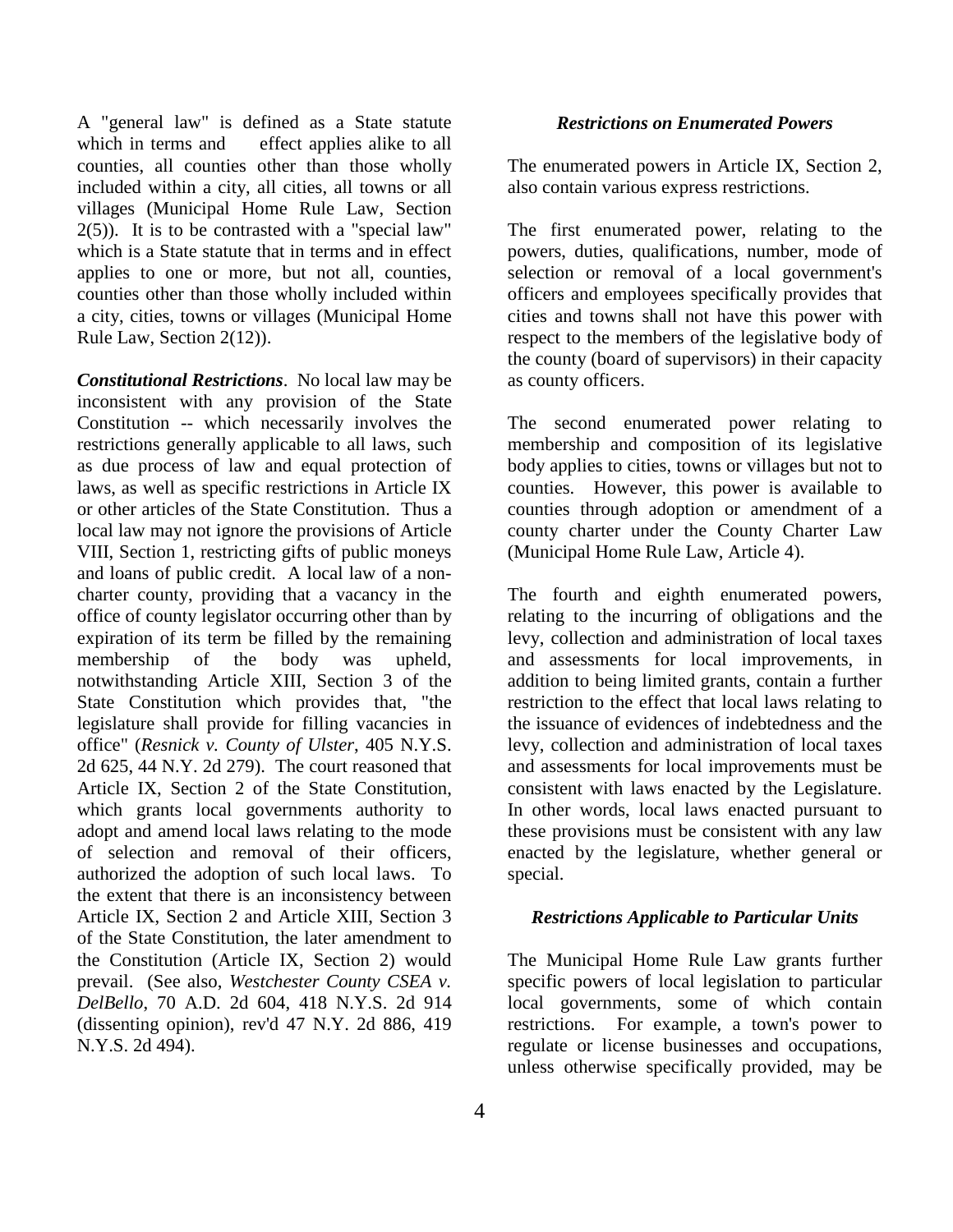A "general law" is defined as a State statute which in terms and effect applies alike to all counties, all counties other than those wholly included within a city, all cities, all towns or all villages (Municipal Home Rule Law, Section 2(5)). It is to be contrasted with a "special law" which is a State statute that in terms and in effect applies to one or more, but not all, counties, counties other than those wholly included within a city, cities, towns or villages (Municipal Home Rule Law, Section 2(12)).

***Constitutional Restrictions***. No local law may be inconsistent with any provision of the State Constitution -- which necessarily involves the restrictions generally applicable to all laws, such as due process of law and equal protection of laws, as well as specific restrictions in Article IX or other articles of the State Constitution. Thus a local law may not ignore the provisions of Article VIII, Section 1, restricting gifts of public moneys and loans of public credit. A local law of a non-charter county, providing that a vacancy in the office of county legislator occurring other than by expiration of its term be filled by the remaining membership of the body was upheld, notwithstanding Article XIII, Section 3 of the State Constitution which provides that, "the legislature shall provide for filling vacancies in office" (*Resnick v. County of Ulster*, 405 N.Y.S. 2d 625, 44 N.Y. 2d 279). The court reasoned that Article IX, Section 2 of the State Constitution, which grants local governments authority to adopt and amend local laws relating to the mode of selection and removal of their officers, authorized the adoption of such local laws. To the extent that there is an inconsistency between Article IX, Section 2 and Article XIII, Section 3 of the State Constitution, the later amendment to the Constitution (Article IX, Section 2) would prevail. (See also, *Westchester County CSEA v. DelBello*, 70 A.D. 2d 604, 418 N.Y.S. 2d 914 (dissenting opinion), rev'd 47 N.Y. 2d 886, 419 N.Y.S. 2d 494).

### *Restrictions on Enumerated Powers*

The enumerated powers in Article IX, Section 2, also contain various express restrictions.

The first enumerated power, relating to the powers, duties, qualifications, number, mode of selection or removal of a local government's officers and employees specifically provides that cities and towns shall not have this power with respect to the members of the legislative body of the county (board of supervisors) in their capacity as county officers.

The second enumerated power relating to membership and composition of its legislative body applies to cities, towns or villages but not to counties. However, this power is available to counties through adoption or amendment of a county charter under the County Charter Law (Municipal Home Rule Law, Article 4).

The fourth and eighth enumerated powers, relating to the incurring of obligations and the levy, collection and administration of local taxes and assessments for local improvements, in addition to being limited grants, contain a further restriction to the effect that local laws relating to the issuance of evidences of indebtedness and the levy, collection and administration of local taxes and assessments for local improvements must be consistent with laws enacted by the Legislature. In other words, local laws enacted pursuant to these provisions must be consistent with any law enacted by the legislature, whether general or special.

### *Restrictions Applicable to Particular Units*

The Municipal Home Rule Law grants further specific powers of local legislation to particular local governments, some of which contain restrictions. For example, a town's power to regulate or license businesses and occupations, unless otherwise specifically provided, may be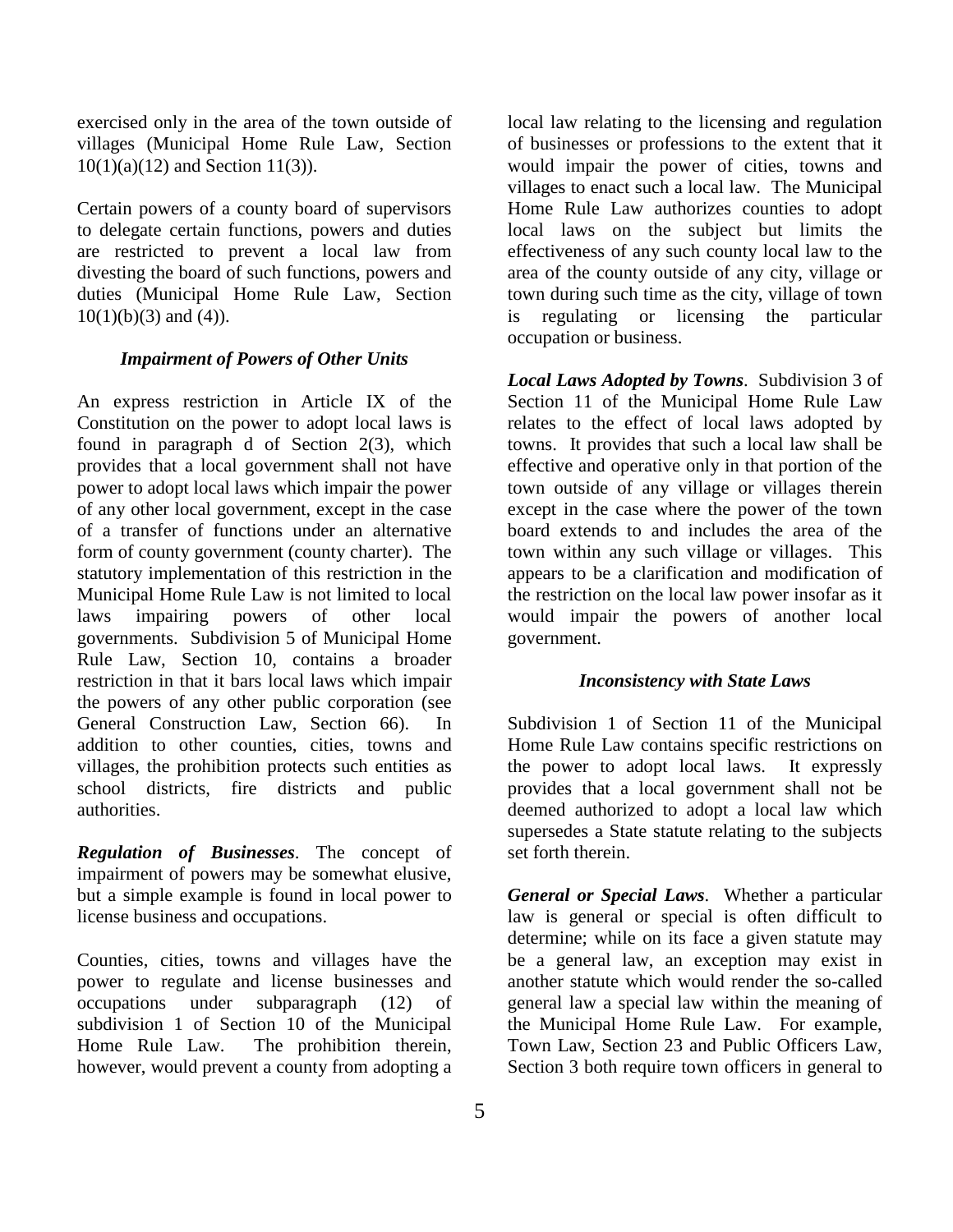exercised only in the area of the town outside of villages (Municipal Home Rule Law, Section 10(1)(a)(12) and Section 11(3)).

Certain powers of a county board of supervisors to delegate certain functions, powers and duties are restricted to prevent a local law from divesting the board of such functions, powers and duties (Municipal Home Rule Law, Section 10(1)(b)(3) and (4)).

### *Impairment of Powers of Other Units*

An express restriction in Article IX of the Constitution on the power to adopt local laws is found in paragraph d of Section 2(3), which provides that a local government shall not have power to adopt local laws which impair the power of any other local government, except in the case of a transfer of functions under an alternative form of county government (county charter). The statutory implementation of this restriction in the Municipal Home Rule Law is not limited to local laws impairing powers of other local governments. Subdivision 5 of Municipal Home Rule Law, Section 10, contains a broader restriction in that it bars local laws which impair the powers of any other public corporation (see General Construction Law, Section 66). In addition to other counties, cities, towns and villages, the prohibition protects such entities as school districts, fire districts and public authorities.

***Regulation of Businesses***. The concept of impairment of powers may be somewhat elusive, but a simple example is found in local power to license business and occupations.

Counties, cities, towns and villages have the power to regulate and license businesses and occupations under subparagraph (12) of subdivision 1 of Section 10 of the Municipal Home Rule Law. The prohibition therein, however, would prevent a county from adopting a local law relating to the licensing and regulation of businesses or professions to the extent that it would impair the power of cities, towns and villages to enact such a local law. The Municipal Home Rule Law authorizes counties to adopt local laws on the subject but limits the effectiveness of any such county local law to the area of the county outside of any city, village or town during such time as the city, village of town is regulating or licensing the particular occupation or business.

***Local Laws Adopted by Towns***. Subdivision 3 of Section 11 of the Municipal Home Rule Law relates to the effect of local laws adopted by towns. It provides that such a local law shall be effective and operative only in that portion of the town outside of any village or villages therein except in the case where the power of the town board extends to and includes the area of the town within any such village or villages. This appears to be a clarification and modification of the restriction on the local law power insofar as it would impair the powers of another local government.

### *Inconsistency with State Laws*

Subdivision 1 of Section 11 of the Municipal Home Rule Law contains specific restrictions on the power to adopt local laws. It expressly provides that a local government shall not be deemed authorized to adopt a local law which supersedes a State statute relating to the subjects set forth therein.

***General or Special Laws***. Whether a particular law is general or special is often difficult to determine; while on its face a given statute may be a general law, an exception may exist in another statute which would render the so-called general law a special law within the meaning of the Municipal Home Rule Law. For example, Town Law, Section 23 and Public Officers Law, Section 3 both require town officers in general to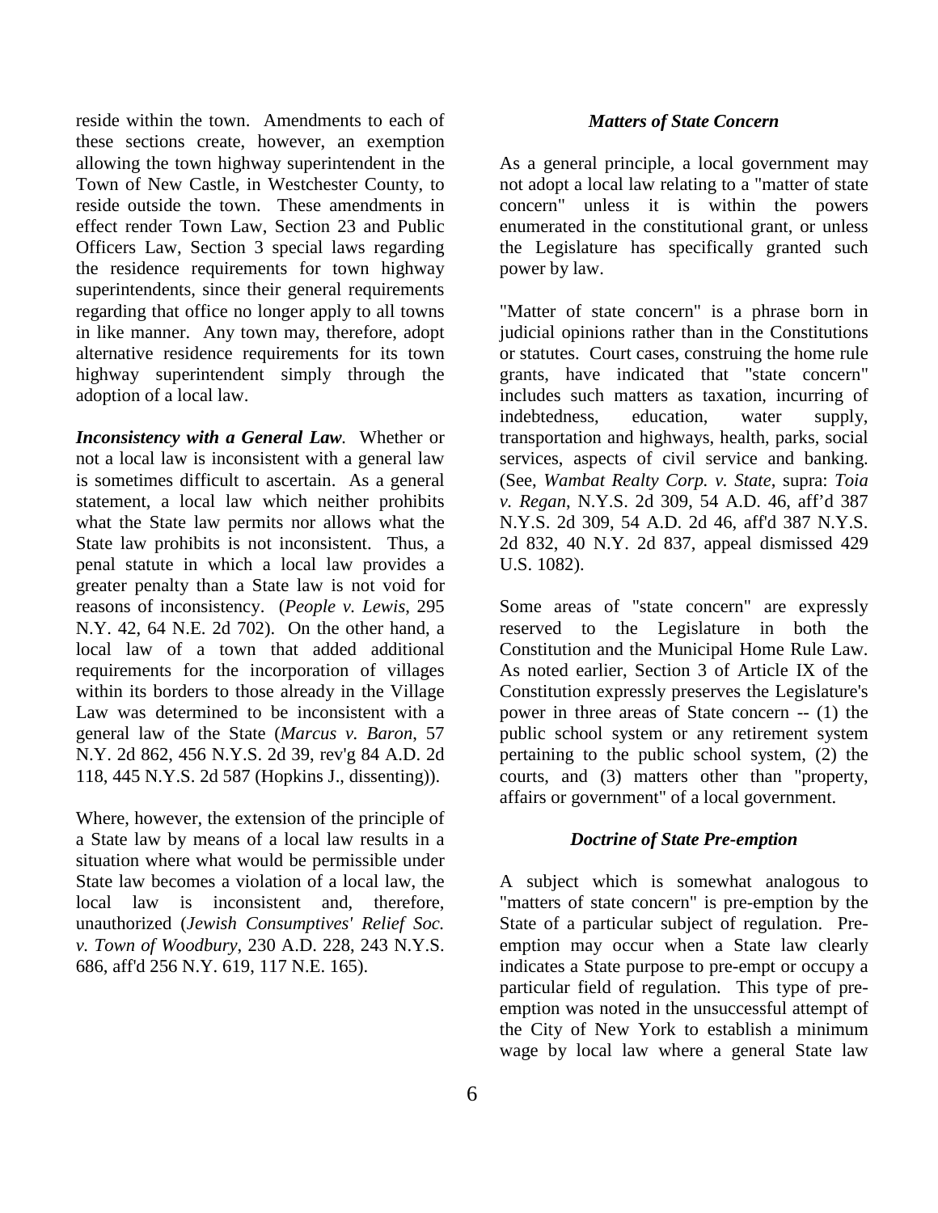reside within the town. Amendments to each of these sections create, however, an exemption allowing the town highway superintendent in the Town of New Castle, in Westchester County, to reside outside the town. These amendments in effect render Town Law, Section 23 and Public Officers Law, Section 3 special laws regarding the residence requirements for town highway superintendents, since their general requirements regarding that office no longer apply to all towns in like manner. Any town may, therefore, adopt alternative residence requirements for its town highway superintendent simply through the adoption of a local law.

***Inconsistency with a General Law.*** Whether or not a local law is inconsistent with a general law is sometimes difficult to ascertain. As a general statement, a local law which neither prohibits what the State law permits nor allows what the State law prohibits is not inconsistent. Thus, a penal statute in which a local law provides a greater penalty than a State law is not void for reasons of inconsistency. (*People v. Lewis*, 295 N.Y. 42, 64 N.E. 2d 702). On the other hand, a local law of a town that added additional requirements for the incorporation of villages within its borders to those already in the Village Law was determined to be inconsistent with a general law of the State (*Marcus v. Baron*, 57 N.Y. 2d 862, 456 N.Y.S. 2d 39, rev'g 84 A.D. 2d 118, 445 N.Y.S. 2d 587 (Hopkins J., dissenting)).

Where, however, the extension of the principle of a State law by means of a local law results in a situation where what would be permissible under State law becomes a violation of a local law, the local law is inconsistent and, therefore, unauthorized (*Jewish Consumptives' Relief Soc. v. Town of Woodbury*, 230 A.D. 228, 243 N.Y.S. 686, aff'd 256 N.Y. 619, 117 N.E. 165).

### *Matters of State Concern*

As a general principle, a local government may not adopt a local law relating to a "matter of state concern" unless it is within the powers enumerated in the constitutional grant, or unless the Legislature has specifically granted such power by law.

"Matter of state concern" is a phrase born in judicial opinions rather than in the Constitutions or statutes. Court cases, construing the home rule grants, have indicated that "state concern" includes such matters as taxation, incurring of indebtedness, education, water supply, transportation and highways, health, parks, social services, aspects of civil service and banking. (See, *Wambat Realty Corp. v. State*, supra: *Toia v. Regan*, N.Y.S. 2d 309, 54 A.D. 46, aff'd 387 N.Y.S. 2d 309, 54 A.D. 2d 46, aff'd 387 N.Y.S. 2d 832, 40 N.Y. 2d 837, appeal dismissed 429 U.S. 1082).

Some areas of "state concern" are expressly reserved to the Legislature in both the Constitution and the Municipal Home Rule Law. As noted earlier, Section 3 of Article IX of the Constitution expressly preserves the Legislature's power in three areas of State concern -- (1) the public school system or any retirement system pertaining to the public school system, (2) the courts, and (3) matters other than "property, affairs or government" of a local government.

### *Doctrine of State Pre-emption*

A subject which is somewhat analogous to "matters of state concern" is pre-emption by the State of a particular subject of regulation. Pre-emption may occur when a State law clearly indicates a State purpose to pre-empt or occupy a particular field of regulation. This type of pre-emption was noted in the unsuccessful attempt of the City of New York to establish a minimum wage by local law where a general State law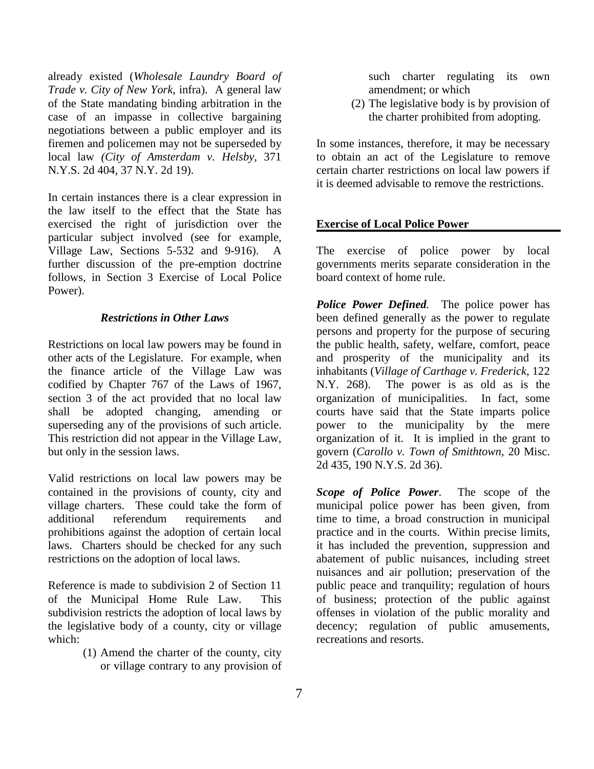already existed (*Wholesale Laundry Board of Trade v. City of New York*, infra). A general law of the State mandating binding arbitration in the case of an impasse in collective bargaining negotiations between a public employer and its firemen and policemen may not be superseded by local law *(City of Amsterdam v. Helsby*, 371 N.Y.S. 2d 404, 37 N.Y. 2d 19).

In certain instances there is a clear expression in the law itself to the effect that the State has exercised the right of jurisdiction over the particular subject involved (see for example, Village Law, Sections 5-532 and 9-916). A further discussion of the pre-emption doctrine follows, in Section 3 Exercise of Local Police Power).

### *Restrictions in Other Laws*

Restrictions on local law powers may be found in other acts of the Legislature. For example, when the finance article of the Village Law was codified by Chapter 767 of the Laws of 1967, section 3 of the act provided that no local law shall be adopted changing, amending or superseding any of the provisions of such article. This restriction did not appear in the Village Law, but only in the session laws.

Valid restrictions on local law powers may be contained in the provisions of county, city and village charters. These could take the form of additional referendum requirements and prohibitions against the adoption of certain local laws. Charters should be checked for any such restrictions on the adoption of local laws.

Reference is made to subdivision 2 of Section 11 of the Municipal Home Rule Law. This subdivision restricts the adoption of local laws by the legislative body of a county, city or village which:

(1) Amend the charter of the county, city or village contrary to any provision of such charter regulating its own amendment; or which
(2) The legislative body is by provision of the charter prohibited from adopting.

In some instances, therefore, it may be necessary to obtain an act of the Legislature to remove certain charter restrictions on local law powers if it is deemed advisable to remove the restrictions.

## Exercise of Local Police Power

The exercise of police power by local governments merits separate consideration in the board context of home rule.

***Police Power Defined.*** The police power has been defined generally as the power to regulate persons and property for the purpose of securing the public health, safety, welfare, comfort, peace and prosperity of the municipality and its inhabitants (*Village of Carthage v. Frederick*, 122 N.Y. 268). The power is as old as is the organization of municipalities. In fact, some courts have said that the State imparts police power to the municipality by the mere organization of it. It is implied in the grant to govern (*Carollo v. Town of Smithtown*, 20 Misc. 2d 435, 190 N.Y.S. 2d 36).

***Scope of Police Power.*** The scope of the municipal police power has been given, from time to time, a broad construction in municipal practice and in the courts. Within precise limits, it has included the prevention, suppression and abatement of public nuisances, including street nuisances and air pollution; preservation of the public peace and tranquility; regulation of hours of business; protection of the public against offenses in violation of the public morality and decency; regulation of public amusements, recreations and resorts.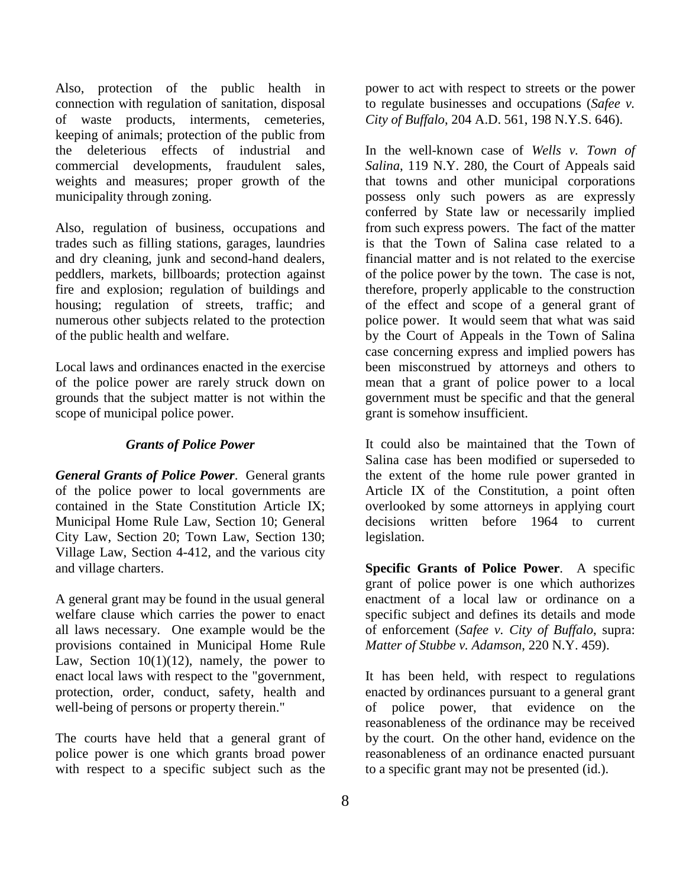Also, protection of the public health in connection with regulation of sanitation, disposal of waste products, interments, cemeteries, keeping of animals; protection of the public from the deleterious effects of industrial and commercial developments, fraudulent sales, weights and measures; proper growth of the municipality through zoning.

Also, regulation of business, occupations and trades such as filling stations, garages, laundries and dry cleaning, junk and second-hand dealers, peddlers, markets, billboards; protection against fire and explosion; regulation of buildings and housing; regulation of streets, traffic; and numerous other subjects related to the protection of the public health and welfare.

Local laws and ordinances enacted in the exercise of the police power are rarely struck down on grounds that the subject matter is not within the scope of municipal police power.

### *Grants of Police Power*

***General Grants of Police Power***. General grants of the police power to local governments are contained in the State Constitution Article IX; Municipal Home Rule Law, Section 10; General City Law, Section 20; Town Law, Section 130; Village Law, Section 4-412, and the various city and village charters.

A general grant may be found in the usual general welfare clause which carries the power to enact all laws necessary. One example would be the provisions contained in Municipal Home Rule Law, Section 10(1)(12), namely, the power to enact local laws with respect to the "government, protection, order, conduct, safety, health and well-being of persons or property therein."

The courts have held that a general grant of police power is one which grants broad power with respect to a specific subject such as the power to act with respect to streets or the power to regulate businesses and occupations (*Safee v. City of Buffalo*, 204 A.D. 561, 198 N.Y.S. 646).

In the well-known case of *Wells v. Town of Salina*, 119 N.Y. 280, the Court of Appeals said that towns and other municipal corporations possess only such powers as are expressly conferred by State law or necessarily implied from such express powers. The fact of the matter is that the Town of Salina case related to a financial matter and is not related to the exercise of the police power by the town. The case is not, therefore, properly applicable to the construction of the effect and scope of a general grant of police power. It would seem that what was said by the Court of Appeals in the Town of Salina case concerning express and implied powers has been misconstrued by attorneys and others to mean that a grant of police power to a local government must be specific and that the general grant is somehow insufficient.

It could also be maintained that the Town of Salina case has been modified or superseded to the extent of the home rule power granted in Article IX of the Constitution, a point often overlooked by some attorneys in applying court decisions written before 1964 to current legislation.

**Specific Grants of Police Power**. A specific grant of police power is one which authorizes enactment of a local law or ordinance on a specific subject and defines its details and mode of enforcement (*Safee v. City of Buffalo*, supra: *Matter of Stubbe v. Adamson*, 220 N.Y. 459).

It has been held, with respect to regulations enacted by ordinances pursuant to a general grant of police power, that evidence on the reasonableness of the ordinance may be received by the court. On the other hand, evidence on the reasonableness of an ordinance enacted pursuant to a specific grant may not be presented (id.).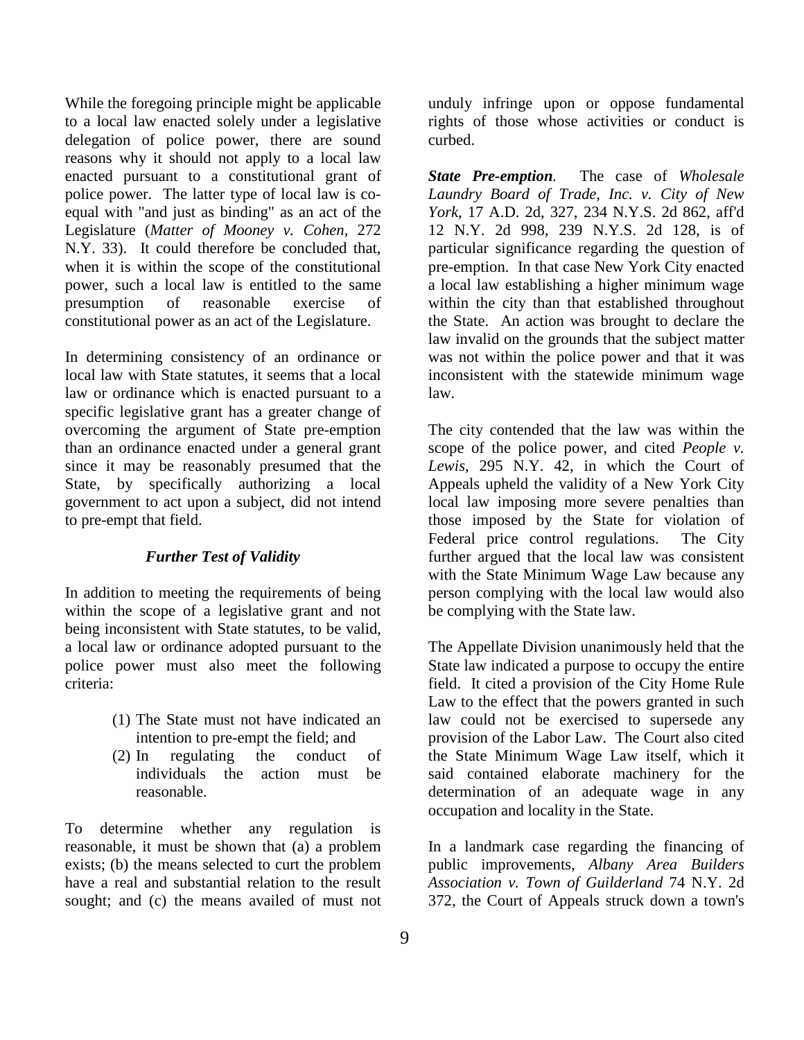While the foregoing principle might be applicable to a local law enacted solely under a legislative delegation of police power, there are sound reasons why it should not apply to a local law enacted pursuant to a constitutional grant of police power. The latter type of local law is co-equal with "and just as binding" as an act of the Legislature (*Matter of Mooney v. Cohen*, 272 N.Y. 33). It could therefore be concluded that, when it is within the scope of the constitutional power, such a local law is entitled to the same presumption of reasonable exercise of constitutional power as an act of the Legislature.

In determining consistency of an ordinance or local law with State statutes, it seems that a local law or ordinance which is enacted pursuant to a specific legislative grant has a greater change of overcoming the argument of State pre-emption than an ordinance enacted under a general grant since it may be reasonably presumed that the State, by specifically authorizing a local government to act upon a subject, did not intend to pre-empt that field.

### *Further Test of Validity*

In addition to meeting the requirements of being within the scope of a legislative grant and not being inconsistent with State statutes, to be valid, a local law or ordinance adopted pursuant to the police power must also meet the following criteria:

(1) The State must not have indicated an intention to pre-empt the field; and
(2) In regulating the conduct of individuals the action must be reasonable.

To determine whether any regulation is reasonable, it must be shown that (a) a problem exists; (b) the means selected to curt the problem have a real and substantial relation to the result sought; and (c) the means availed of must not unduly infringe upon or oppose fundamental rights of those whose activities or conduct is curbed.

***State Pre-emption.*** The case of *Wholesale Laundry Board of Trade, Inc. v. City of New York*, 17 A.D. 2d, 327, 234 N.Y.S. 2d 862, aff'd 12 N.Y. 2d 998, 239 N.Y.S. 2d 128, is of particular significance regarding the question of pre-emption. In that case New York City enacted a local law establishing a higher minimum wage within the city than that established throughout the State. An action was brought to declare the law invalid on the grounds that the subject matter was not within the police power and that it was inconsistent with the statewide minimum wage law.

The city contended that the law was within the scope of the police power, and cited *People v. Lewis*, 295 N.Y. 42, in which the Court of Appeals upheld the validity of a New York City local law imposing more severe penalties than those imposed by the State for violation of Federal price control regulations. The City further argued that the local law was consistent with the State Minimum Wage Law because any person complying with the local law would also be complying with the State law.

The Appellate Division unanimously held that the State law indicated a purpose to occupy the entire field. It cited a provision of the City Home Rule Law to the effect that the powers granted in such law could not be exercised to supersede any provision of the Labor Law. The Court also cited the State Minimum Wage Law itself, which it said contained elaborate machinery for the determination of an adequate wage in any occupation and locality in the State.

In a landmark case regarding the financing of public improvements, *Albany Area Builders Association v. Town of Guilderland* 74 N.Y. 2d 372, the Court of Appeals struck down a town's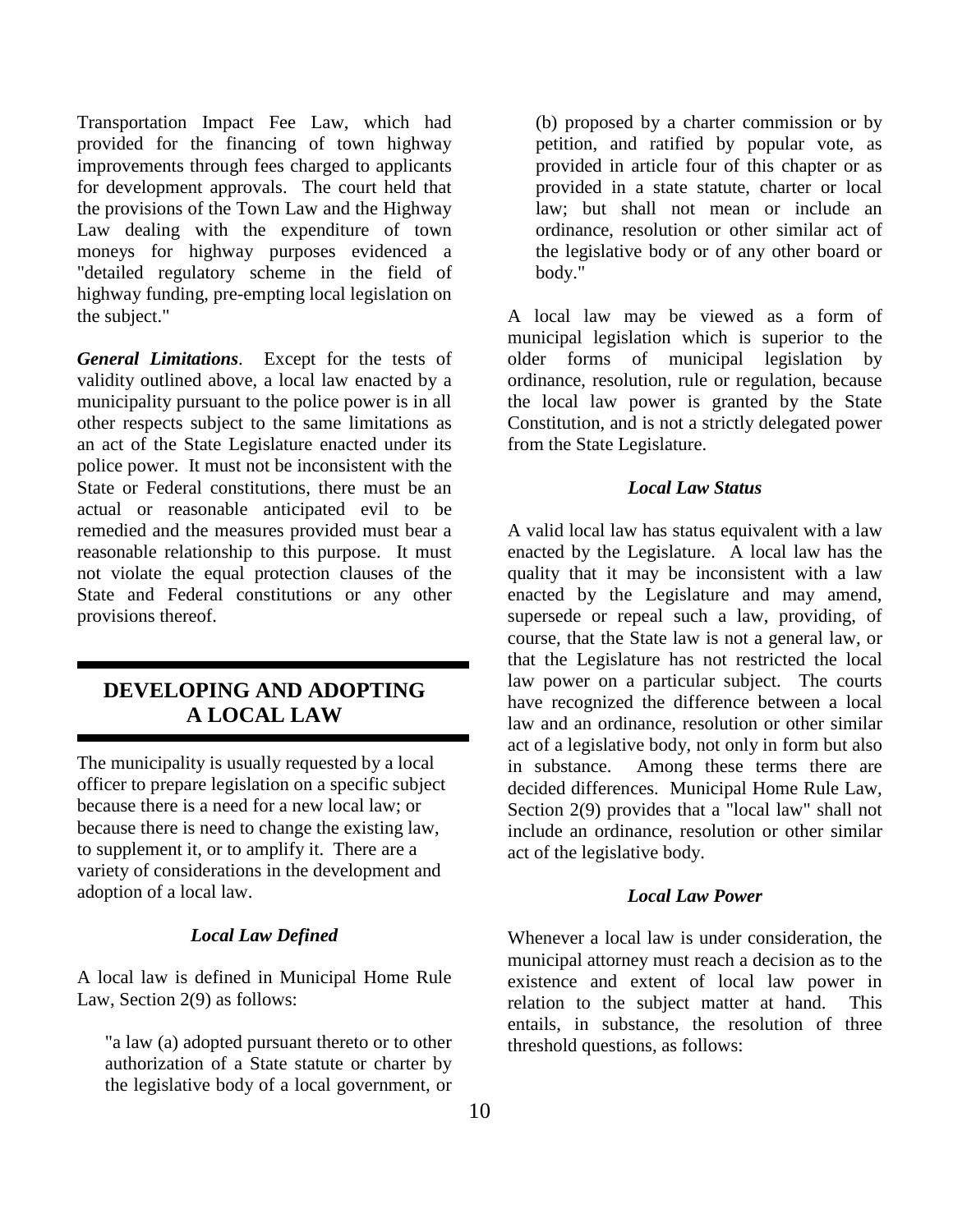Transportation Impact Fee Law, which had provided for the financing of town highway improvements through fees charged to applicants for development approvals. The court held that the provisions of the Town Law and the Highway Law dealing with the expenditure of town moneys for highway purposes evidenced a "detailed regulatory scheme in the field of highway funding, pre-empting local legislation on the subject."

***General Limitations***. Except for the tests of validity outlined above, a local law enacted by a municipality pursuant to the police power is in all other respects subject to the same limitations as an act of the State Legislature enacted under its police power. It must not be inconsistent with the State or Federal constitutions, there must be an actual or reasonable anticipated evil to be remedied and the measures provided must bear a reasonable relationship to this purpose. It must not violate the equal protection clauses of the State and Federal constitutions or any other provisions thereof.

## DEVELOPING AND ADOPTING A LOCAL LAW

The municipality is usually requested by a local officer to prepare legislation on a specific subject because there is a need for a new local law; or because there is need to change the existing law, to supplement it, or to amplify it. There are a variety of considerations in the development and adoption of a local law.

### *Local Law Defined*

A local law is defined in Municipal Home Rule Law, Section 2(9) as follows:

> "a law (a) adopted pursuant thereto or to other authorization of a State statute or charter by the legislative body of a local government, or (b) proposed by a charter commission or by petition, and ratified by popular vote, as provided in article four of this chapter or as provided in a state statute, charter or local law; but shall not mean or include an ordinance, resolution or other similar act of the legislative body or of any other board or body."

A local law may be viewed as a form of municipal legislation which is superior to the older forms of municipal legislation by ordinance, resolution, rule or regulation, because the local law power is granted by the State Constitution, and is not a strictly delegated power from the State Legislature.

### *Local Law Status*

A valid local law has status equivalent with a law enacted by the Legislature. A local law has the quality that it may be inconsistent with a law enacted by the Legislature and may amend, supersede or repeal such a law, providing, of course, that the State law is not a general law, or that the Legislature has not restricted the local law power on a particular subject. The courts have recognized the difference between a local law and an ordinance, resolution or other similar act of a legislative body, not only in form but also in substance. Among these terms there are decided differences. Municipal Home Rule Law, Section 2(9) provides that a "local law" shall not include an ordinance, resolution or other similar act of the legislative body.

### *Local Law Power*

Whenever a local law is under consideration, the municipal attorney must reach a decision as to the existence and extent of local law power in relation to the subject matter at hand. This entails, in substance, the resolution of three threshold questions, as follows: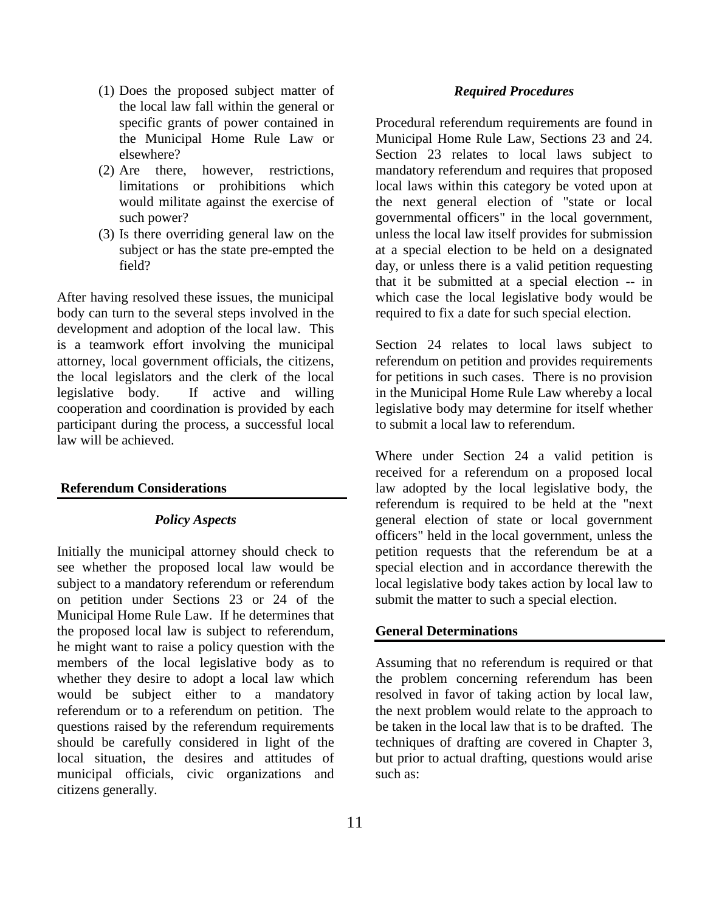(1) Does the proposed subject matter of the local law fall within the general or specific grants of power contained in the Municipal Home Rule Law or elsewhere?
(2) Are there, however, restrictions, limitations or prohibitions which would militate against the exercise of such power?
(3) Is there overriding general law on the subject or has the state pre-empted the field?

After having resolved these issues, the municipal body can turn to the several steps involved in the development and adoption of the local law. This is a teamwork effort involving the municipal attorney, local government officials, the citizens, the local legislators and the clerk of the local legislative body. If active and willing cooperation and coordination is provided by each participant during the process, a successful local law will be achieved.

## Referendum Considerations

### *Policy Aspects*

Initially the municipal attorney should check to see whether the proposed local law would be subject to a mandatory referendum or referendum on petition under Sections 23 or 24 of the Municipal Home Rule Law. If he determines that the proposed local law is subject to referendum, he might want to raise a policy question with the members of the local legislative body as to whether they desire to adopt a local law which would be subject either to a mandatory referendum or to a referendum on petition. The questions raised by the referendum requirements should be carefully considered in light of the local situation, the desires and attitudes of municipal officials, civic organizations and citizens generally.

### *Required Procedures*

Procedural referendum requirements are found in Municipal Home Rule Law, Sections 23 and 24. Section 23 relates to local laws subject to mandatory referendum and requires that proposed local laws within this category be voted upon at the next general election of "state or local governmental officers" in the local government, unless the local law itself provides for submission at a special election to be held on a designated day, or unless there is a valid petition requesting that it be submitted at a special election -- in which case the local legislative body would be required to fix a date for such special election.

Section 24 relates to local laws subject to referendum on petition and provides requirements for petitions in such cases. There is no provision in the Municipal Home Rule Law whereby a local legislative body may determine for itself whether to submit a local law to referendum.

Where under Section 24 a valid petition is received for a referendum on a proposed local law adopted by the local legislative body, the referendum is required to be held at the "next general election of state or local government officers" held in the local government, unless the petition requests that the referendum be at a special election and in accordance therewith the local legislative body takes action by local law to submit the matter to such a special election.

## General Determinations

Assuming that no referendum is required or that the problem concerning referendum has been resolved in favor of taking action by local law, the next problem would relate to the approach to be taken in the local law that is to be drafted. The techniques of drafting are covered in Chapter 3, but prior to actual drafting, questions would arise such as: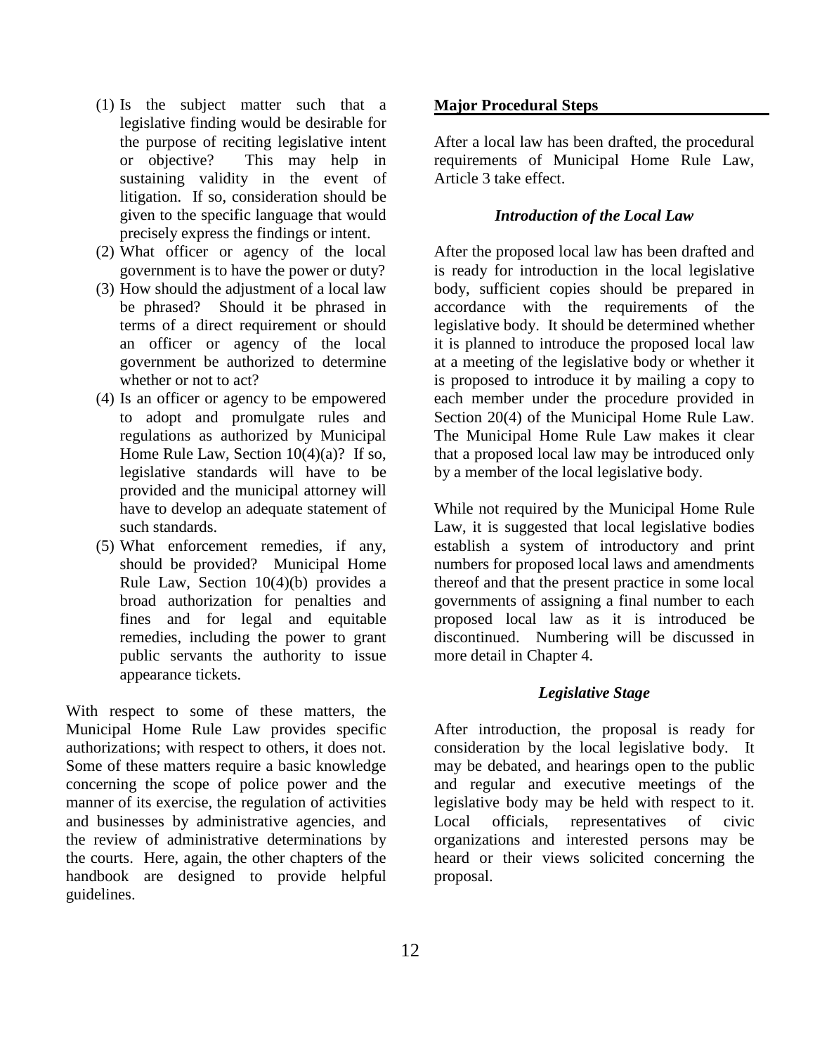(1) Is the subject matter such that a legislative finding would be desirable for the purpose of reciting legislative intent or objective? This may help in sustaining validity in the event of litigation. If so, consideration should be given to the specific language that would precisely express the findings or intent.
(2) What officer or agency of the local government is to have the power or duty?
(3) How should the adjustment of a local law be phrased? Should it be phrased in terms of a direct requirement or should an officer or agency of the local government be authorized to determine whether or not to act?
(4) Is an officer or agency to be empowered to adopt and promulgate rules and regulations as authorized by Municipal Home Rule Law, Section 10(4)(a)? If so, legislative standards will have to be provided and the municipal attorney will have to develop an adequate statement of such standards.
(5) What enforcement remedies, if any, should be provided? Municipal Home Rule Law, Section 10(4)(b) provides a broad authorization for penalties and fines and for legal and equitable remedies, including the power to grant public servants the authority to issue appearance tickets.

With respect to some of these matters, the Municipal Home Rule Law provides specific authorizations; with respect to others, it does not. Some of these matters require a basic knowledge concerning the scope of police power and the manner of its exercise, the regulation of activities and businesses by administrative agencies, and the review of administrative determinations by the courts. Here, again, the other chapters of the handbook are designed to provide helpful guidelines.

## Major Procedural Steps

After a local law has been drafted, the procedural requirements of Municipal Home Rule Law, Article 3 take effect.

### *Introduction of the Local Law*

After the proposed local law has been drafted and is ready for introduction in the local legislative body, sufficient copies should be prepared in accordance with the requirements of the legislative body. It should be determined whether it is planned to introduce the proposed local law at a meeting of the legislative body or whether it is proposed to introduce it by mailing a copy to each member under the procedure provided in Section 20(4) of the Municipal Home Rule Law. The Municipal Home Rule Law makes it clear that a proposed local law may be introduced only by a member of the local legislative body.

While not required by the Municipal Home Rule Law, it is suggested that local legislative bodies establish a system of introductory and print numbers for proposed local laws and amendments thereof and that the present practice in some local governments of assigning a final number to each proposed local law as it is introduced be discontinued. Numbering will be discussed in more detail in Chapter 4.

### *Legislative Stage*

After introduction, the proposal is ready for consideration by the local legislative body. It may be debated, and hearings open to the public and regular and executive meetings of the legislative body may be held with respect to it. Local officials, representatives of civic organizations and interested persons may be heard or their views solicited concerning the proposal.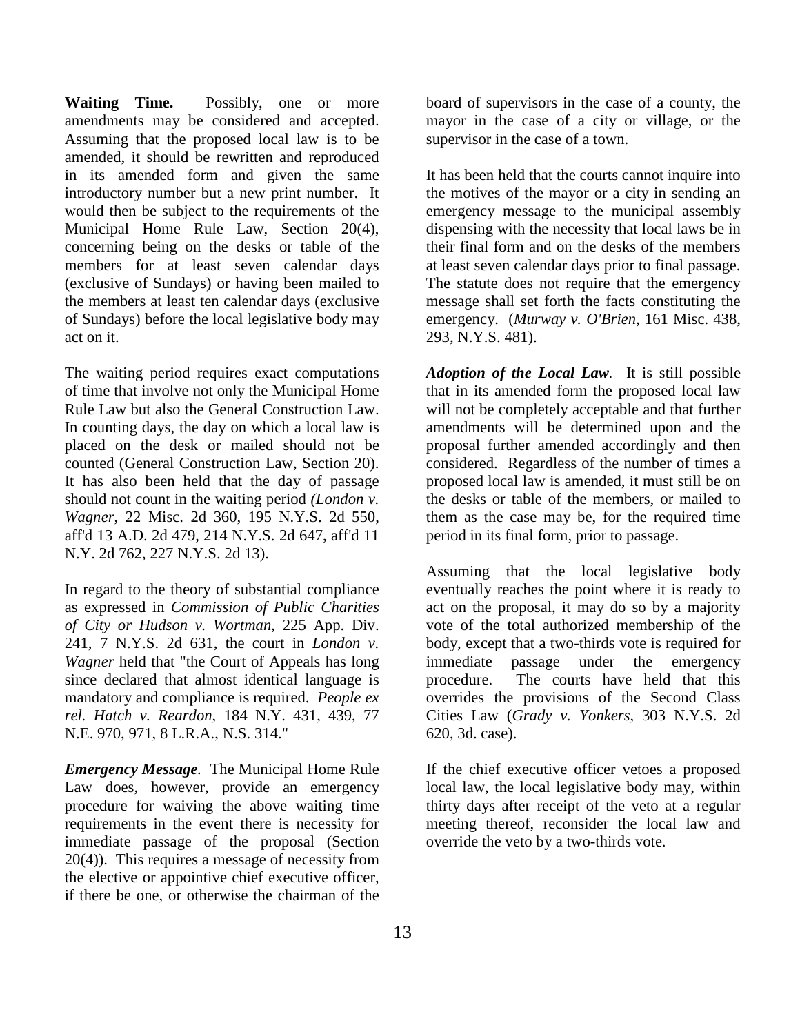**Waiting Time.** Possibly, one or more amendments may be considered and accepted. Assuming that the proposed local law is to be amended, it should be rewritten and reproduced in its amended form and given the same introductory number but a new print number. It would then be subject to the requirements of the Municipal Home Rule Law, Section 20(4), concerning being on the desks or table of the members for at least seven calendar days (exclusive of Sundays) or having been mailed to the members at least ten calendar days (exclusive of Sundays) before the local legislative body may act on it.

The waiting period requires exact computations of time that involve not only the Municipal Home Rule Law but also the General Construction Law. In counting days, the day on which a local law is placed on the desk or mailed should not be counted (General Construction Law, Section 20). It has also been held that the day of passage should not count in the waiting period *(London v. Wagner*, 22 Misc. 2d 360, 195 N.Y.S. 2d 550, aff'd 13 A.D. 2d 479, 214 N.Y.S. 2d 647, aff'd 11 N.Y. 2d 762, 227 N.Y.S. 2d 13).

In regard to the theory of substantial compliance as expressed in *Commission of Public Charities of City or Hudson v. Wortman*, 225 App. Div. 241, 7 N.Y.S. 2d 631, the court in *London v. Wagner* held that "the Court of Appeals has long since declared that almost identical language is mandatory and compliance is required. *People ex rel. Hatch v. Reardon*, 184 N.Y. 431, 439, 77 N.E. 970, 971, 8 L.R.A., N.S. 314."

***Emergency Message***. The Municipal Home Rule Law does, however, provide an emergency procedure for waiving the above waiting time requirements in the event there is necessity for immediate passage of the proposal (Section 20(4)). This requires a message of necessity from the elective or appointive chief executive officer, if there be one, or otherwise the chairman of the board of supervisors in the case of a county, the mayor in the case of a city or village, or the supervisor in the case of a town.

It has been held that the courts cannot inquire into the motives of the mayor or a city in sending an emergency message to the municipal assembly dispensing with the necessity that local laws be in their final form and on the desks of the members at least seven calendar days prior to final passage. The statute does not require that the emergency message shall set forth the facts constituting the emergency. (*Murway v. O'Brien*, 161 Misc. 438, 293, N.Y.S. 481).

***Adoption of the Local Law.*** It is still possible that in its amended form the proposed local law will not be completely acceptable and that further amendments will be determined upon and the proposal further amended accordingly and then considered. Regardless of the number of times a proposed local law is amended, it must still be on the desks or table of the members, or mailed to them as the case may be, for the required time period in its final form, prior to passage.

Assuming that the local legislative body eventually reaches the point where it is ready to act on the proposal, it may do so by a majority vote of the total authorized membership of the body, except that a two-thirds vote is required for immediate passage under the emergency procedure. The courts have held that this overrides the provisions of the Second Class Cities Law (*Grady v. Yonkers*, 303 N.Y.S. 2d 620, 3d. case).

If the chief executive officer vetoes a proposed local law, the local legislative body may, within thirty days after receipt of the veto at a regular meeting thereof, reconsider the local law and override the veto by a two-thirds vote.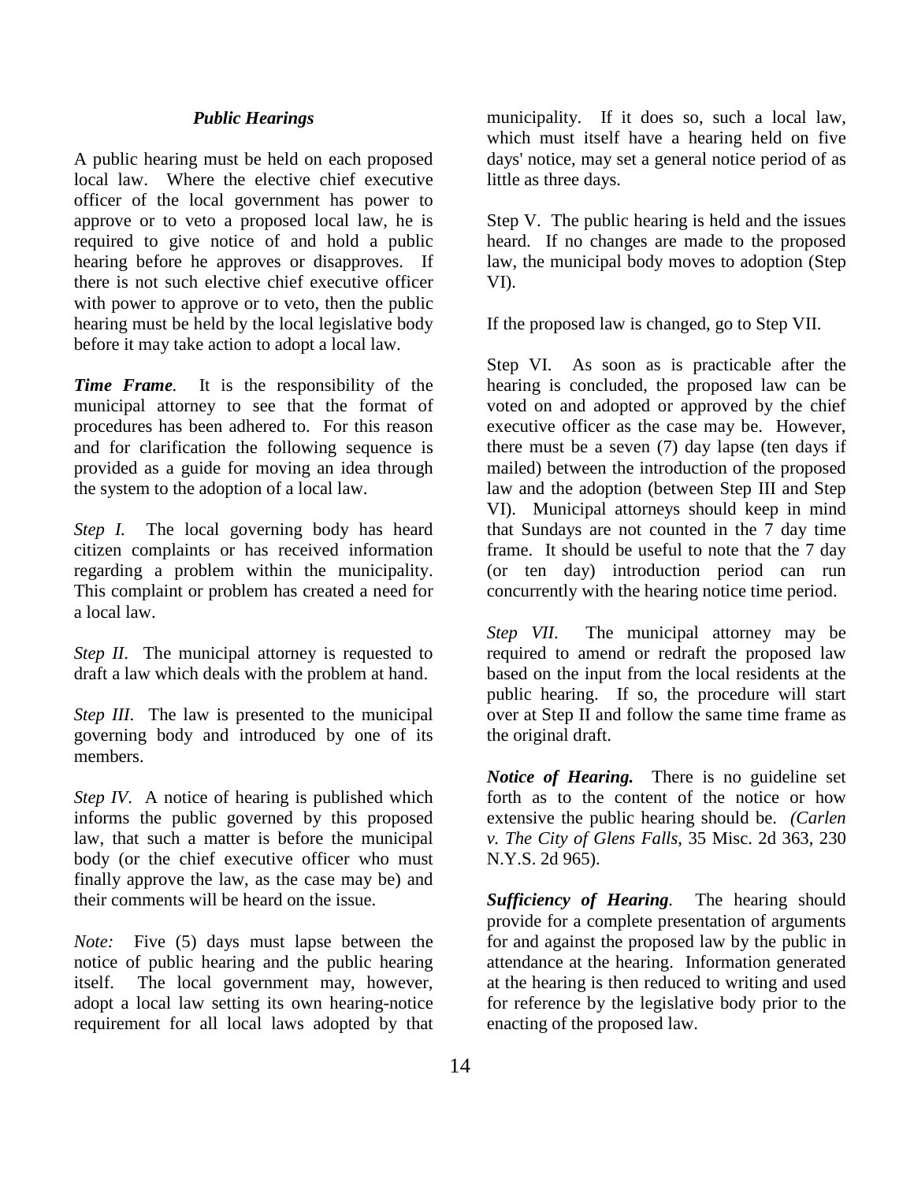### *Public Hearings*

A public hearing must be held on each proposed local law. Where the elective chief executive officer of the local government has power to approve or to veto a proposed local law, he is required to give notice of and hold a public hearing before he approves or disapproves. If there is not such elective chief executive officer with power to approve or to veto, then the public hearing must be held by the local legislative body before it may take action to adopt a local law.

***Time Frame.*** It is the responsibility of the municipal attorney to see that the format of procedures has been adhered to. For this reason and for clarification the following sequence is provided as a guide for moving an idea through the system to the adoption of a local law.

*Step I.* The local governing body has heard citizen complaints or has received information regarding a problem within the municipality. This complaint or problem has created a need for a local law.

*Step II.* The municipal attorney is requested to draft a law which deals with the problem at hand.

*Step III.* The law is presented to the municipal governing body and introduced by one of its members.

*Step IV.* A notice of hearing is published which informs the public governed by this proposed law, that such a matter is before the municipal body (or the chief executive officer who must finally approve the law, as the case may be) and their comments will be heard on the issue.

*Note:* Five (5) days must lapse between the notice of public hearing and the public hearing itself. The local government may, however, adopt a local law setting its own hearing-notice requirement for all local laws adopted by that municipality. If it does so, such a local law, which must itself have a hearing held on five days' notice, may set a general notice period of as little as three days.

Step V. The public hearing is held and the issues heard. If no changes are made to the proposed law, the municipal body moves to adoption (Step VI).

If the proposed law is changed, go to Step VII.

Step VI. As soon as is practicable after the hearing is concluded, the proposed law can be voted on and adopted or approved by the chief executive officer as the case may be. However, there must be a seven (7) day lapse (ten days if mailed) between the introduction of the proposed law and the adoption (between Step III and Step VI). Municipal attorneys should keep in mind that Sundays are not counted in the 7 day time frame. It should be useful to note that the 7 day (or ten day) introduction period can run concurrently with the hearing notice time period.

*Step VII.* The municipal attorney may be required to amend or redraft the proposed law based on the input from the local residents at the public hearing. If so, the procedure will start over at Step II and follow the same time frame as the original draft.

***Notice of Hearing.*** There is no guideline set forth as to the content of the notice or how extensive the public hearing should be. *(Carlen v. The City of Glens Falls*, 35 Misc. 2d 363, 230 N.Y.S. 2d 965).

***Sufficiency of Hearing.*** The hearing should provide for a complete presentation of arguments for and against the proposed law by the public in attendance at the hearing. Information generated at the hearing is then reduced to writing and used for reference by the legislative body prior to the enacting of the proposed law.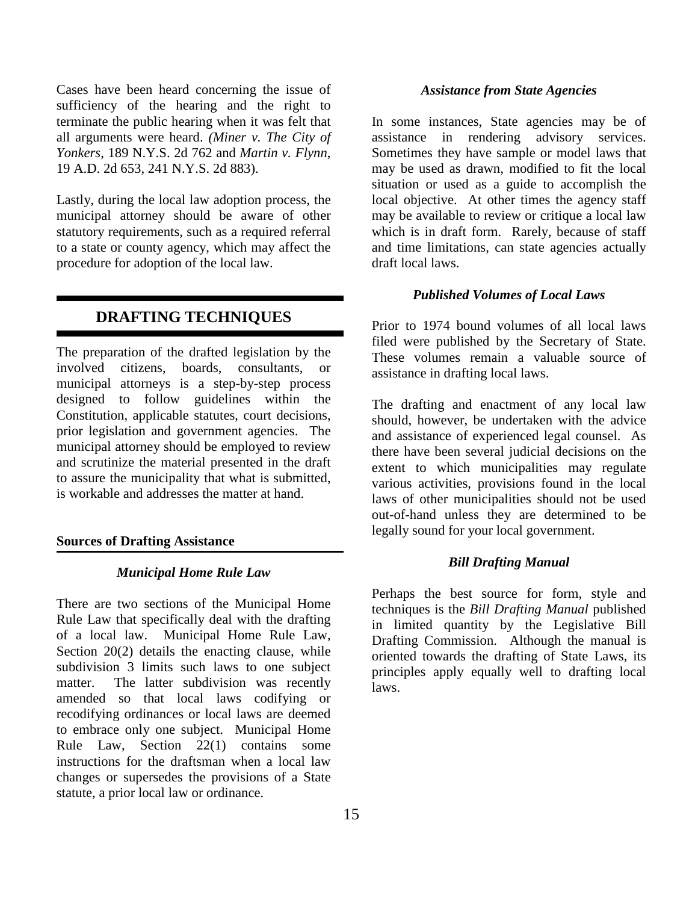Cases have been heard concerning the issue of sufficiency of the hearing and the right to terminate the public hearing when it was felt that all arguments were heard. *(Miner v. The City of Yonkers*, 189 N.Y.S. 2d 762 and *Martin v. Flynn*, 19 A.D. 2d 653, 241 N.Y.S. 2d 883).

Lastly, during the local law adoption process, the municipal attorney should be aware of other statutory requirements, such as a required referral to a state or county agency, which may affect the procedure for adoption of the local law.

## DRAFTING TECHNIQUES

The preparation of the drafted legislation by the involved citizens, boards, consultants, or municipal attorneys is a step-by-step process designed to follow guidelines within the Constitution, applicable statutes, court decisions, prior legislation and government agencies. The municipal attorney should be employed to review and scrutinize the material presented in the draft to assure the municipality that what is submitted, is workable and addresses the matter at hand.

### Sources of Drafting Assistance

#### *Municipal Home Rule Law*

There are two sections of the Municipal Home Rule Law that specifically deal with the drafting of a local law. Municipal Home Rule Law, Section 20(2) details the enacting clause, while subdivision 3 limits such laws to one subject matter. The latter subdivision was recently amended so that local laws codifying or recodifying ordinances or local laws are deemed to embrace only one subject. Municipal Home Rule Law, Section 22(1) contains some instructions for the draftsman when a local law changes or supersedes the provisions of a State statute, a prior local law or ordinance.

#### *Assistance from State Agencies*

In some instances, State agencies may be of assistance in rendering advisory services. Sometimes they have sample or model laws that may be used as drawn, modified to fit the local situation or used as a guide to accomplish the local objective. At other times the agency staff may be available to review or critique a local law which is in draft form. Rarely, because of staff and time limitations, can state agencies actually draft local laws.

#### *Published Volumes of Local Laws*

Prior to 1974 bound volumes of all local laws filed were published by the Secretary of State. These volumes remain a valuable source of assistance in drafting local laws.

The drafting and enactment of any local law should, however, be undertaken with the advice and assistance of experienced legal counsel. As there have been several judicial decisions on the extent to which municipalities may regulate various activities, provisions found in the local laws of other municipalities should not be used out-of-hand unless they are determined to be legally sound for your local government.

#### *Bill Drafting Manual*

Perhaps the best source for form, style and techniques is the *Bill Drafting Manual* published in limited quantity by the Legislative Bill Drafting Commission. Although the manual is oriented towards the drafting of State Laws, its principles apply equally well to drafting local laws.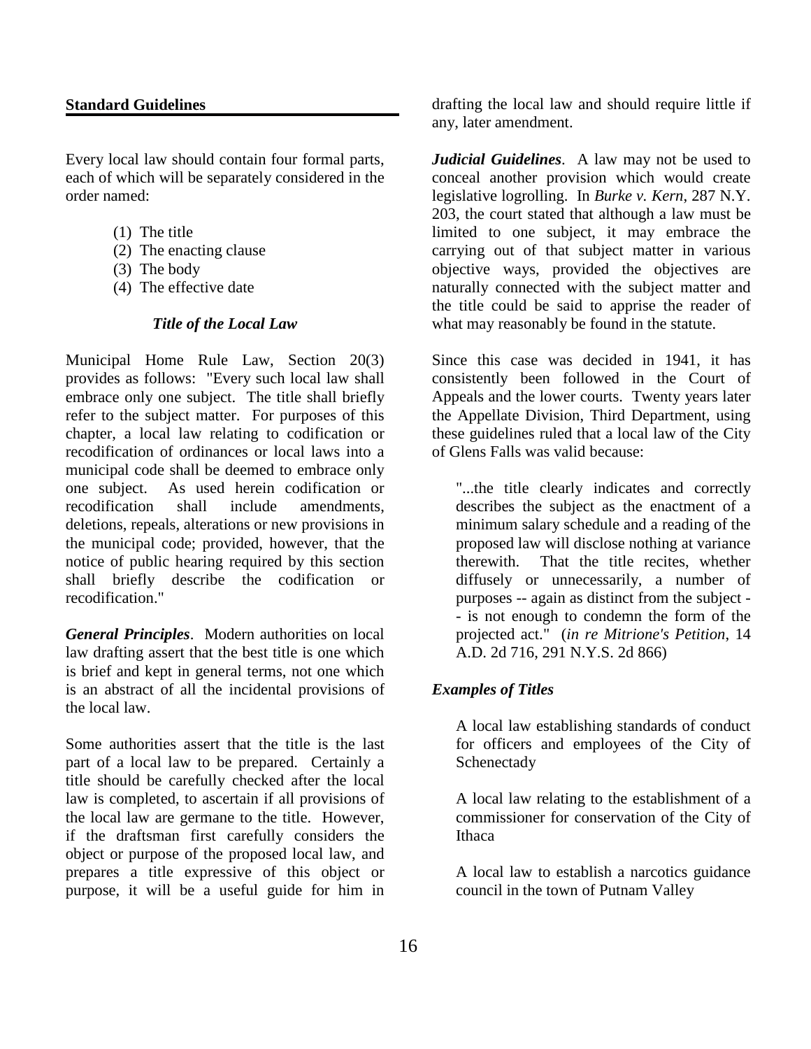**Standard Guidelines**

Every local law should contain four formal parts, each of which will be separately considered in the order named:

(1) The title
(2) The enacting clause
(3) The body
(4) The effective date

### *Title of the Local Law*

Municipal Home Rule Law, Section 20(3) provides as follows: "Every such local law shall embrace only one subject. The title shall briefly refer to the subject matter. For purposes of this chapter, a local law relating to codification or recodification of ordinances or local laws into a municipal code shall be deemed to embrace only one subject. As used herein codification or recodification shall include amendments, deletions, repeals, alterations or new provisions in the municipal code; provided, however, that the notice of public hearing required by this section shall briefly describe the codification or recodification."

***General Principles***. Modern authorities on local law drafting assert that the best title is one which is brief and kept in general terms, not one which is an abstract of all the incidental provisions of the local law.

Some authorities assert that the title is the last part of a local law to be prepared. Certainly a title should be carefully checked after the local law is completed, to ascertain if all provisions of the local law are germane to the title. However, if the draftsman first carefully considers the object or purpose of the proposed local law, and prepares a title expressive of this object or purpose, it will be a useful guide for him in drafting the local law and should require little if any, later amendment.

***Judicial Guidelines***. A law may not be used to conceal another provision which would create legislative logrolling. In *Burke v. Kern*, 287 N.Y. 203, the court stated that although a law must be limited to one subject, it may embrace the carrying out of that subject matter in various objective ways, provided the objectives are naturally connected with the subject matter and the title could be said to apprise the reader of what may reasonably be found in the statute.

Since this case was decided in 1941, it has consistently been followed in the Court of Appeals and the lower courts. Twenty years later the Appellate Division, Third Department, using these guidelines ruled that a local law of the City of Glens Falls was valid because:

> "...the title clearly indicates and correctly describes the subject as the enactment of a minimum salary schedule and a reading of the proposed law will disclose nothing at variance therewith. That the title recites, whether diffusely or unnecessarily, a number of purposes -- again as distinct from the subject -- is not enough to condemn the form of the projected act." (*in re Mitrione's Petition*, 14 A.D. 2d 716, 291 N.Y.S. 2d 866)

***Examples of Titles***

> A local law establishing standards of conduct for officers and employees of the City of Schenectady
>
> A local law relating to the establishment of a commissioner for conservation of the City of Ithaca
>
> A local law to establish a narcotics guidance council in the town of Putnam Valley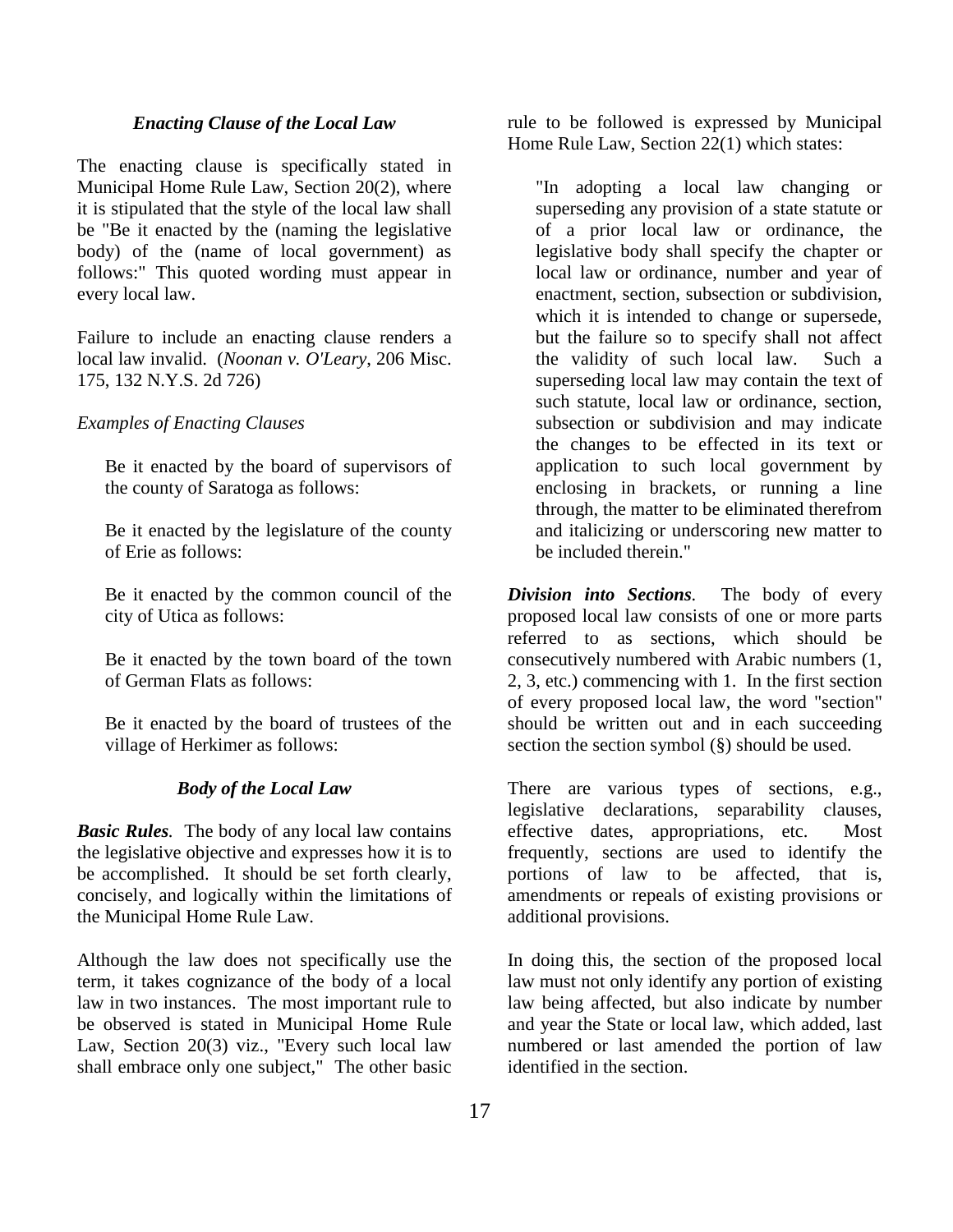### *Enacting Clause of the Local Law*

The enacting clause is specifically stated in Municipal Home Rule Law, Section 20(2), where it is stipulated that the style of the local law shall be "Be it enacted by the (naming the legislative body) of the (name of local government) as follows:" This quoted wording must appear in every local law.

Failure to include an enacting clause renders a local law invalid. (*Noonan v. O'Leary*, 206 Misc. 175, 132 N.Y.S. 2d 726)

*Examples of Enacting Clauses*

> Be it enacted by the board of supervisors of the county of Saratoga as follows:
>
> Be it enacted by the legislature of the county of Erie as follows:
>
> Be it enacted by the common council of the city of Utica as follows:
>
> Be it enacted by the town board of the town of German Flats as follows:
>
> Be it enacted by the board of trustees of the village of Herkimer as follows:

### *Body of the Local Law*

***Basic Rules.*** The body of any local law contains the legislative objective and expresses how it is to be accomplished. It should be set forth clearly, concisely, and logically within the limitations of the Municipal Home Rule Law.

Although the law does not specifically use the term, it takes cognizance of the body of a local law in two instances. The most important rule to be observed is stated in Municipal Home Rule Law, Section 20(3) viz., "Every such local law shall embrace only one subject," The other basic rule to be followed is expressed by Municipal Home Rule Law, Section 22(1) which states:

> "In adopting a local law changing or superseding any provision of a state statute or of a prior local law or ordinance, the legislative body shall specify the chapter or local law or ordinance, number and year of enactment, section, subsection or subdivision, which it is intended to change or supersede, but the failure so to specify shall not affect the validity of such local law. Such a superseding local law may contain the text of such statute, local law or ordinance, section, subsection or subdivision and may indicate the changes to be effected in its text or application to such local government by enclosing in brackets, or running a line through, the matter to be eliminated therefrom and italicizing or underscoring new matter to be included therein."

***Division into Sections.*** The body of every proposed local law consists of one or more parts referred to as sections, which should be consecutively numbered with Arabic numbers (1, 2, 3, etc.) commencing with 1. In the first section of every proposed local law, the word "section" should be written out and in each succeeding section the section symbol (§) should be used.

There are various types of sections, e.g., legislative declarations, separability clauses, effective dates, appropriations, etc. Most frequently, sections are used to identify the portions of law to be affected, that is, amendments or repeals of existing provisions or additional provisions.

In doing this, the section of the proposed local law must not only identify any portion of existing law being affected, but also indicate by number and year the State or local law, which added, last numbered or last amended the portion of law identified in the section.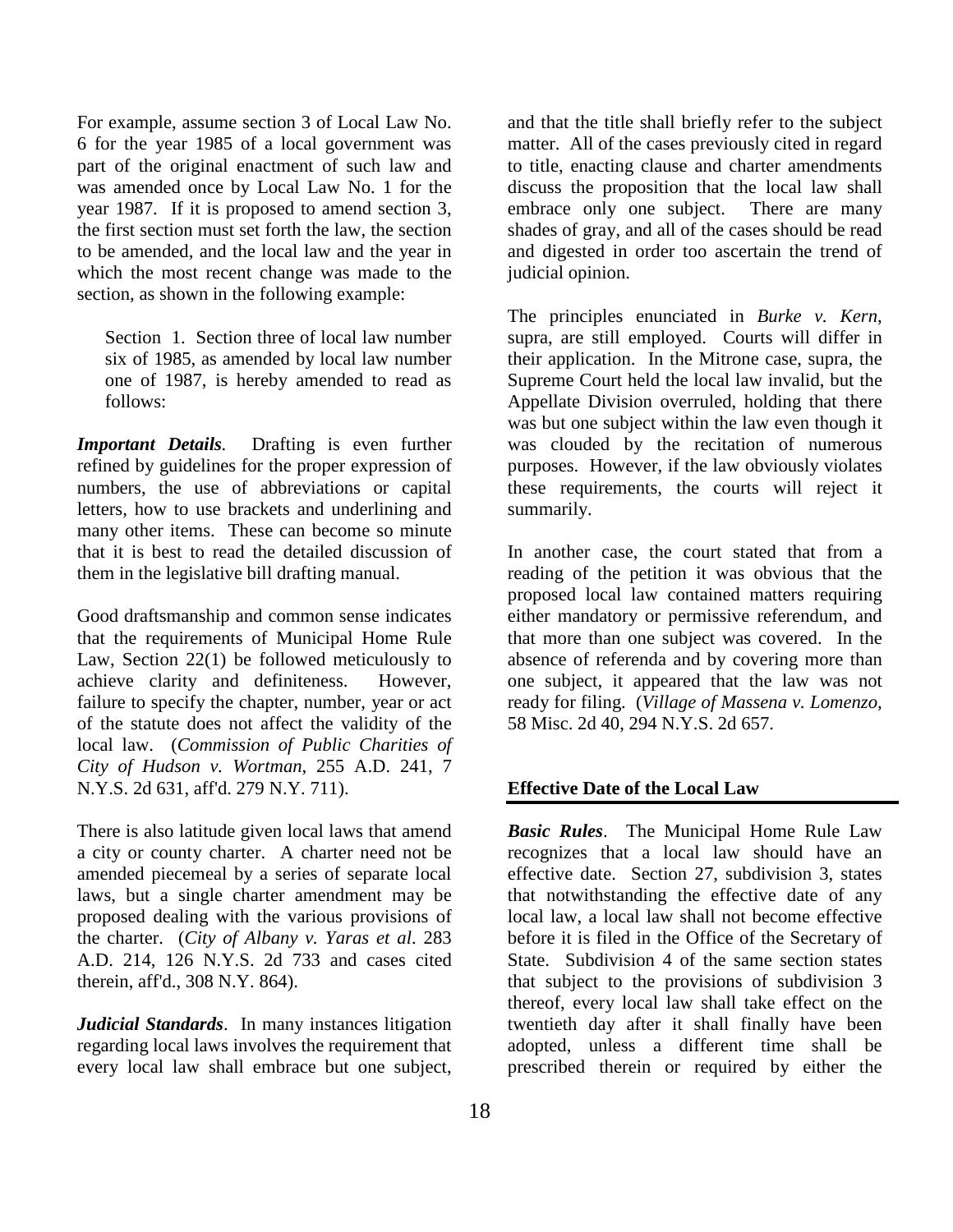For example, assume section 3 of Local Law No. 6 for the year 1985 of a local government was part of the original enactment of such law and was amended once by Local Law No. 1 for the year 1987. If it is proposed to amend section 3, the first section must set forth the law, the section to be amended, and the local law and the year in which the most recent change was made to the section, as shown in the following example:

> Section 1. Section three of local law number six of 1985, as amended by local law number one of 1987, is hereby amended to read as follows:

***Important Details***. Drafting is even further refined by guidelines for the proper expression of numbers, the use of abbreviations or capital letters, how to use brackets and underlining and many other items. These can become so minute that it is best to read the detailed discussion of them in the legislative bill drafting manual.

Good draftsmanship and common sense indicates that the requirements of Municipal Home Rule Law, Section 22(1) be followed meticulously to achieve clarity and definiteness. However, failure to specify the chapter, number, year or act of the statute does not affect the validity of the local law. (*Commission of Public Charities of City of Hudson v. Wortman*, 255 A.D. 241, 7 N.Y.S. 2d 631, aff'd. 279 N.Y. 711).

There is also latitude given local laws that amend a city or county charter. A charter need not be amended piecemeal by a series of separate local laws, but a single charter amendment may be proposed dealing with the various provisions of the charter. (*City of Albany v. Yaras et al*. 283 A.D. 214, 126 N.Y.S. 2d 733 and cases cited therein, aff'd., 308 N.Y. 864).

***Judicial Standards***. In many instances litigation regarding local laws involves the requirement that every local law shall embrace but one subject, and that the title shall briefly refer to the subject matter. All of the cases previously cited in regard to title, enacting clause and charter amendments discuss the proposition that the local law shall embrace only one subject. There are many shades of gray, and all of the cases should be read and digested in order too ascertain the trend of judicial opinion.

The principles enunciated in *Burke v. Kern*, supra, are still employed. Courts will differ in their application. In the Mitrone case, supra, the Supreme Court held the local law invalid, but the Appellate Division overruled, holding that there was but one subject within the law even though it was clouded by the recitation of numerous purposes. However, if the law obviously violates these requirements, the courts will reject it summarily.

In another case, the court stated that from a reading of the petition it was obvious that the proposed local law contained matters requiring either mandatory or permissive referendum, and that more than one subject was covered. In the absence of referenda and by covering more than one subject, it appeared that the law was not ready for filing. (*Village of Massena v. Lomenzo*, 58 Misc. 2d 40, 294 N.Y.S. 2d 657.

## Effective Date of the Local Law

***Basic Rules***. The Municipal Home Rule Law recognizes that a local law should have an effective date. Section 27, subdivision 3, states that notwithstanding the effective date of any local law, a local law shall not become effective before it is filed in the Office of the Secretary of State. Subdivision 4 of the same section states that subject to the provisions of subdivision 3 thereof, every local law shall take effect on the twentieth day after it shall finally have been adopted, unless a different time shall be prescribed therein or required by either the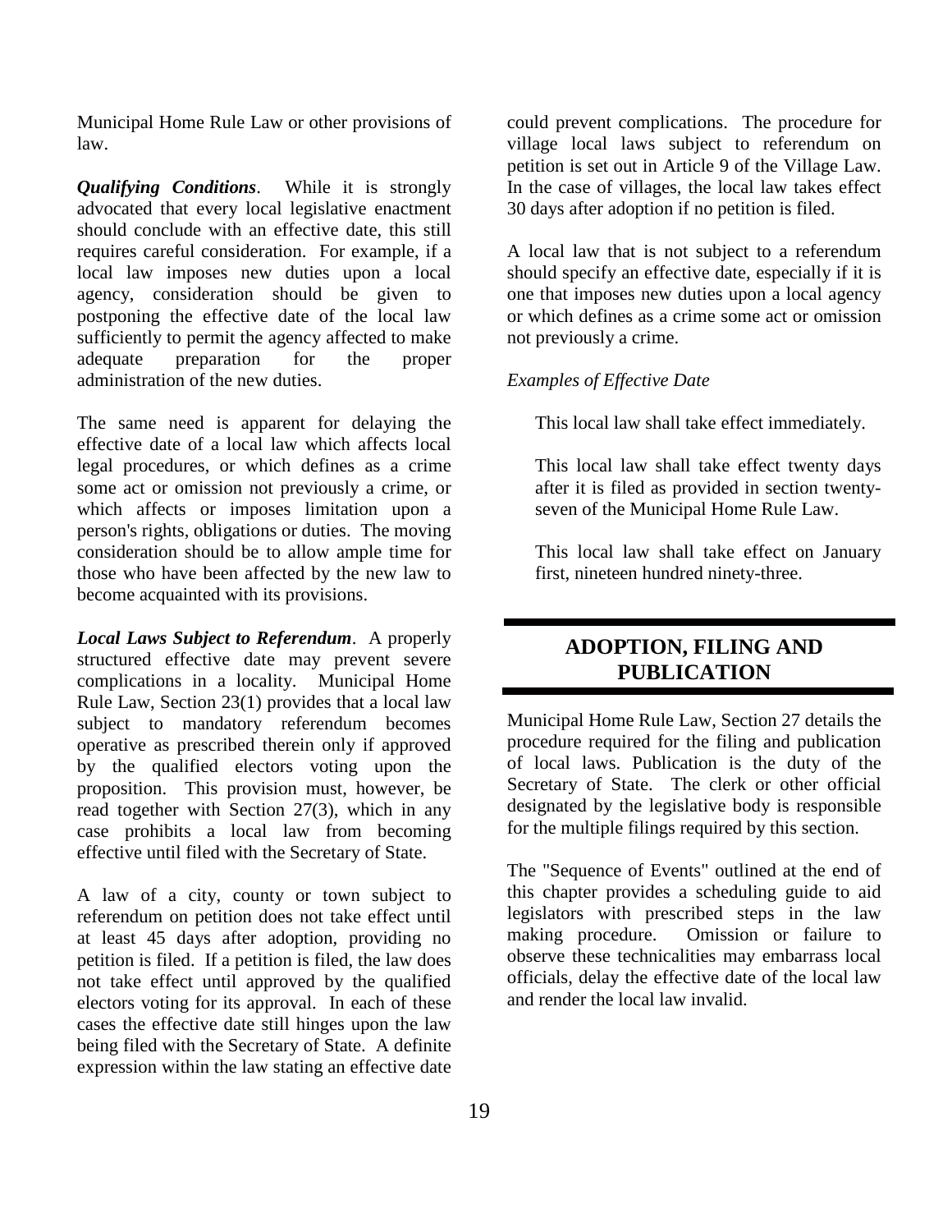Municipal Home Rule Law or other provisions of law.

***Qualifying Conditions***. While it is strongly advocated that every local legislative enactment should conclude with an effective date, this still requires careful consideration. For example, if a local law imposes new duties upon a local agency, consideration should be given to postponing the effective date of the local law sufficiently to permit the agency affected to make adequate preparation for the proper administration of the new duties.

The same need is apparent for delaying the effective date of a local law which affects local legal procedures, or which defines as a crime some act or omission not previously a crime, or which affects or imposes limitation upon a person's rights, obligations or duties. The moving consideration should be to allow ample time for those who have been affected by the new law to become acquainted with its provisions.

***Local Laws Subject to Referendum***. A properly structured effective date may prevent severe complications in a locality. Municipal Home Rule Law, Section 23(1) provides that a local law subject to mandatory referendum becomes operative as prescribed therein only if approved by the qualified electors voting upon the proposition. This provision must, however, be read together with Section 27(3), which in any case prohibits a local law from becoming effective until filed with the Secretary of State.

A law of a city, county or town subject to referendum on petition does not take effect until at least 45 days after adoption, providing no petition is filed. If a petition is filed, the law does not take effect until approved by the qualified electors voting for its approval. In each of these cases the effective date still hinges upon the law being filed with the Secretary of State. A definite expression within the law stating an effective date could prevent complications. The procedure for village local laws subject to referendum on petition is set out in Article 9 of the Village Law. In the case of villages, the local law takes effect 30 days after adoption if no petition is filed.

A local law that is not subject to a referendum should specify an effective date, especially if it is one that imposes new duties upon a local agency or which defines as a crime some act or omission not previously a crime.

*Examples of Effective Date*

> This local law shall take effect immediately.
>
> This local law shall take effect twenty days after it is filed as provided in section twenty-seven of the Municipal Home Rule Law.
>
> This local law shall take effect on January first, nineteen hundred ninety-three.

## ADOPTION, FILING AND PUBLICATION

Municipal Home Rule Law, Section 27 details the procedure required for the filing and publication of local laws. Publication is the duty of the Secretary of State. The clerk or other official designated by the legislative body is responsible for the multiple filings required by this section.

The "Sequence of Events" outlined at the end of this chapter provides a scheduling guide to aid legislators with prescribed steps in the law making procedure. Omission or failure to observe these technicalities may embarrass local officials, delay the effective date of the local law and render the local law invalid.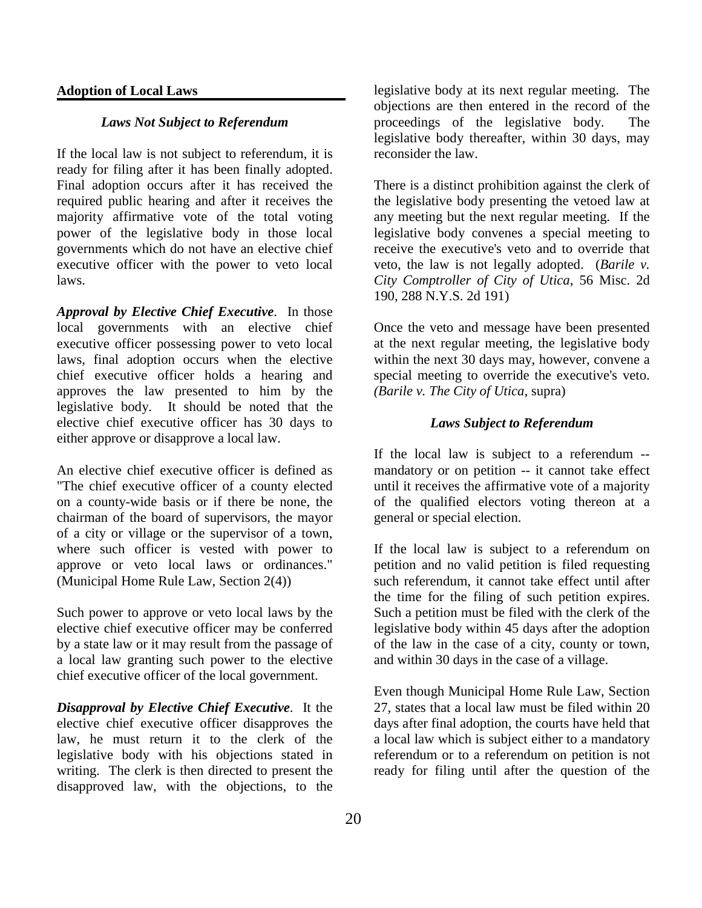## Adoption of Local Laws

### *Laws Not Subject to Referendum*

If the local law is not subject to referendum, it is ready for filing after it has been finally adopted. Final adoption occurs after it has received the required public hearing and after it receives the majority affirmative vote of the total voting power of the legislative body in those local governments which do not have an elective chief executive officer with the power to veto local laws.

***Approval by Elective Chief Executive***. In those local governments with an elective chief executive officer possessing power to veto local laws, final adoption occurs when the elective chief executive officer holds a hearing and approves the law presented to him by the legislative body. It should be noted that the elective chief executive officer has 30 days to either approve or disapprove a local law.

An elective chief executive officer is defined as "The chief executive officer of a county elected on a county-wide basis or if there be none, the chairman of the board of supervisors, the mayor of a city or village or the supervisor of a town, where such officer is vested with power to approve or veto local laws or ordinances." (Municipal Home Rule Law, Section 2(4))

Such power to approve or veto local laws by the elective chief executive officer may be conferred by a state law or it may result from the passage of a local law granting such power to the elective chief executive officer of the local government.

***Disapproval by Elective Chief Executive***. It the elective chief executive officer disapproves the law, he must return it to the clerk of the legislative body with his objections stated in writing. The clerk is then directed to present the disapproved law, with the objections, to the legislative body at its next regular meeting. The objections are then entered in the record of the proceedings of the legislative body. The legislative body thereafter, within 30 days, may reconsider the law.

There is a distinct prohibition against the clerk of the legislative body presenting the vetoed law at any meeting but the next regular meeting. If the legislative body convenes a special meeting to receive the executive's veto and to override that veto, the law is not legally adopted. (*Barile v. City Comptroller of City of Utica*, 56 Misc. 2d 190, 288 N.Y.S. 2d 191)

Once the veto and message have been presented at the next regular meeting, the legislative body within the next 30 days may, however, convene a special meeting to override the executive's veto. *(Barile v. The City of Utica*, supra)

### *Laws Subject to Referendum*

If the local law is subject to a referendum -- mandatory or on petition -- it cannot take effect until it receives the affirmative vote of a majority of the qualified electors voting thereon at a general or special election.

If the local law is subject to a referendum on petition and no valid petition is filed requesting such referendum, it cannot take effect until after the time for the filing of such petition expires. Such a petition must be filed with the clerk of the legislative body within 45 days after the adoption of the law in the case of a city, county or town, and within 30 days in the case of a village.

Even though Municipal Home Rule Law, Section 27, states that a local law must be filed within 20 days after final adoption, the courts have held that a local law which is subject either to a mandatory referendum or to a referendum on petition is not ready for filing until after the question of the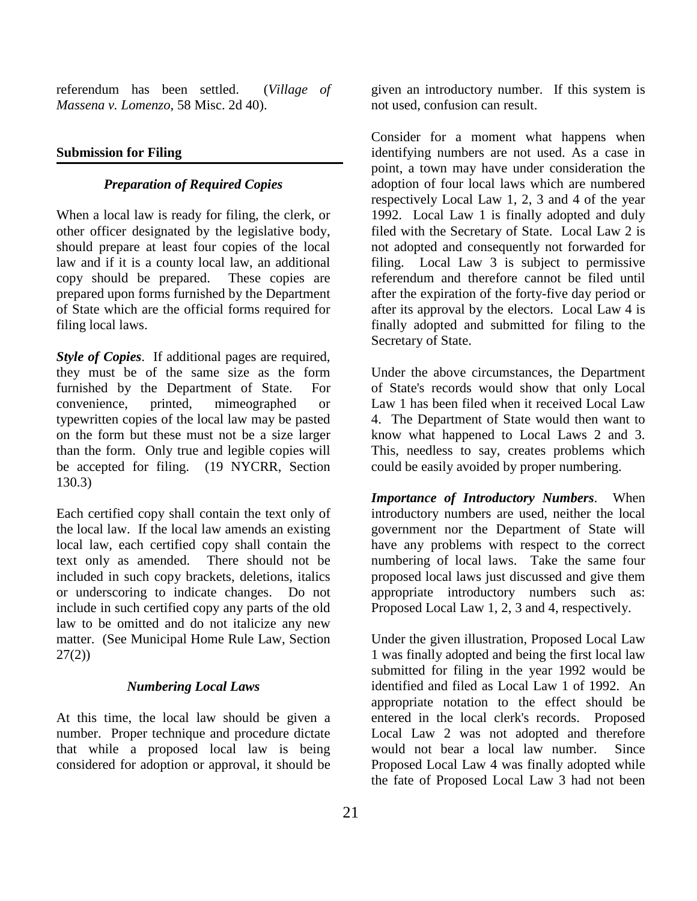referendum has been settled. (*Village of Massena v. Lomenzo*, 58 Misc. 2d 40).

## Submission for Filing

### *Preparation of Required Copies*

When a local law is ready for filing, the clerk, or other officer designated by the legislative body, should prepare at least four copies of the local law and if it is a county local law, an additional copy should be prepared. These copies are prepared upon forms furnished by the Department of State which are the official forms required for filing local laws.

***Style of Copies***. If additional pages are required, they must be of the same size as the form furnished by the Department of State. For convenience, printed, mimeographed or typewritten copies of the local law may be pasted on the form but these must not be a size larger than the form. Only true and legible copies will be accepted for filing. (19 NYCRR, Section 130.3)

Each certified copy shall contain the text only of the local law. If the local law amends an existing local law, each certified copy shall contain the text only as amended. There should not be included in such copy brackets, deletions, italics or underscoring to indicate changes. Do not include in such certified copy any parts of the old law to be omitted and do not italicize any new matter. (See Municipal Home Rule Law, Section 27(2))

### *Numbering Local Laws*

At this time, the local law should be given a number. Proper technique and procedure dictate that while a proposed local law is being considered for adoption or approval, it should be given an introductory number. If this system is not used, confusion can result.

Consider for a moment what happens when identifying numbers are not used. As a case in point, a town may have under consideration the adoption of four local laws which are numbered respectively Local Law 1, 2, 3 and 4 of the year 1992. Local Law 1 is finally adopted and duly filed with the Secretary of State. Local Law 2 is not adopted and consequently not forwarded for filing. Local Law 3 is subject to permissive referendum and therefore cannot be filed until after the expiration of the forty-five day period or after its approval by the electors. Local Law 4 is finally adopted and submitted for filing to the Secretary of State.

Under the above circumstances, the Department of State's records would show that only Local Law 1 has been filed when it received Local Law 4. The Department of State would then want to know what happened to Local Laws 2 and 3. This, needless to say, creates problems which could be easily avoided by proper numbering.

***Importance of Introductory Numbers***. When introductory numbers are used, neither the local government nor the Department of State will have any problems with respect to the correct numbering of local laws. Take the same four proposed local laws just discussed and give them appropriate introductory numbers such as: Proposed Local Law 1, 2, 3 and 4, respectively.

Under the given illustration, Proposed Local Law 1 was finally adopted and being the first local law submitted for filing in the year 1992 would be identified and filed as Local Law 1 of 1992. An appropriate notation to the effect should be entered in the local clerk's records. Proposed Local Law 2 was not adopted and therefore would not bear a local law number. Since Proposed Local Law 4 was finally adopted while the fate of Proposed Local Law 3 had not been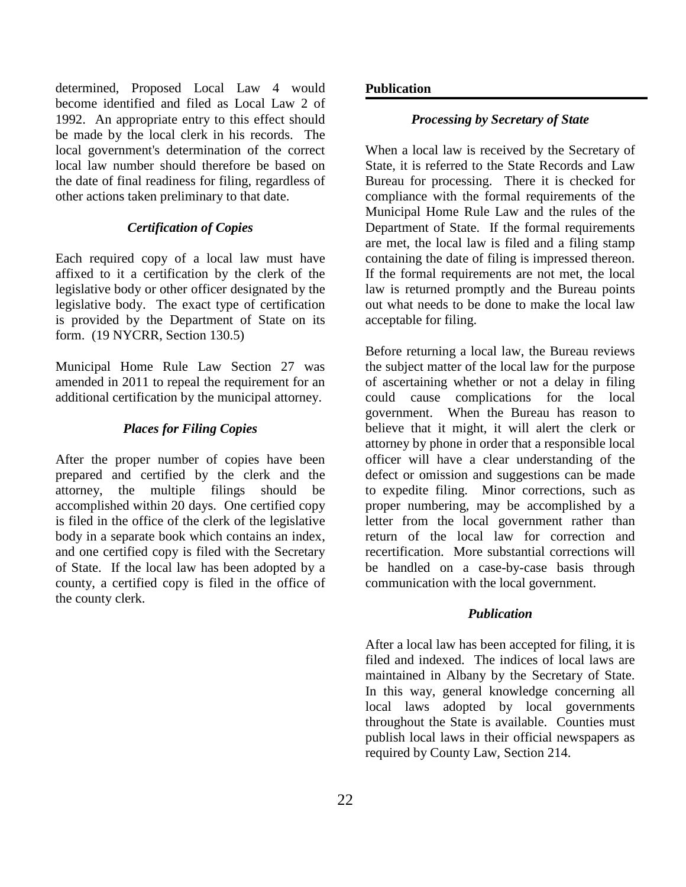determined, Proposed Local Law 4 would become identified and filed as Local Law 2 of 1992. An appropriate entry to this effect should be made by the local clerk in his records. The local government's determination of the correct local law number should therefore be based on the date of final readiness for filing, regardless of other actions taken preliminary to that date.

### *Certification of Copies*

Each required copy of a local law must have affixed to it a certification by the clerk of the legislative body or other officer designated by the legislative body. The exact type of certification is provided by the Department of State on its form. (19 NYCRR, Section 130.5)

Municipal Home Rule Law Section 27 was amended in 2011 to repeal the requirement for an additional certification by the municipal attorney.

### *Places for Filing Copies*

After the proper number of copies have been prepared and certified by the clerk and the attorney, the multiple filings should be accomplished within 20 days. One certified copy is filed in the office of the clerk of the legislative body in a separate book which contains an index, and one certified copy is filed with the Secretary of State. If the local law has been adopted by a county, a certified copy is filed in the office of the county clerk.

## Publication

### *Processing by Secretary of State*

When a local law is received by the Secretary of State, it is referred to the State Records and Law Bureau for processing. There it is checked for compliance with the formal requirements of the Municipal Home Rule Law and the rules of the Department of State. If the formal requirements are met, the local law is filed and a filing stamp containing the date of filing is impressed thereon. If the formal requirements are not met, the local law is returned promptly and the Bureau points out what needs to be done to make the local law acceptable for filing.

Before returning a local law, the Bureau reviews the subject matter of the local law for the purpose of ascertaining whether or not a delay in filing could cause complications for the local government. When the Bureau has reason to believe that it might, it will alert the clerk or attorney by phone in order that a responsible local officer will have a clear understanding of the defect or omission and suggestions can be made to expedite filing. Minor corrections, such as proper numbering, may be accomplished by a letter from the local government rather than return of the local law for correction and recertification. More substantial corrections will be handled on a case-by-case basis through communication with the local government.

### *Publication*

After a local law has been accepted for filing, it is filed and indexed. The indices of local laws are maintained in Albany by the Secretary of State. In this way, general knowledge concerning all local laws adopted by local governments throughout the State is available. Counties must publish local laws in their official newspapers as required by County Law, Section 214.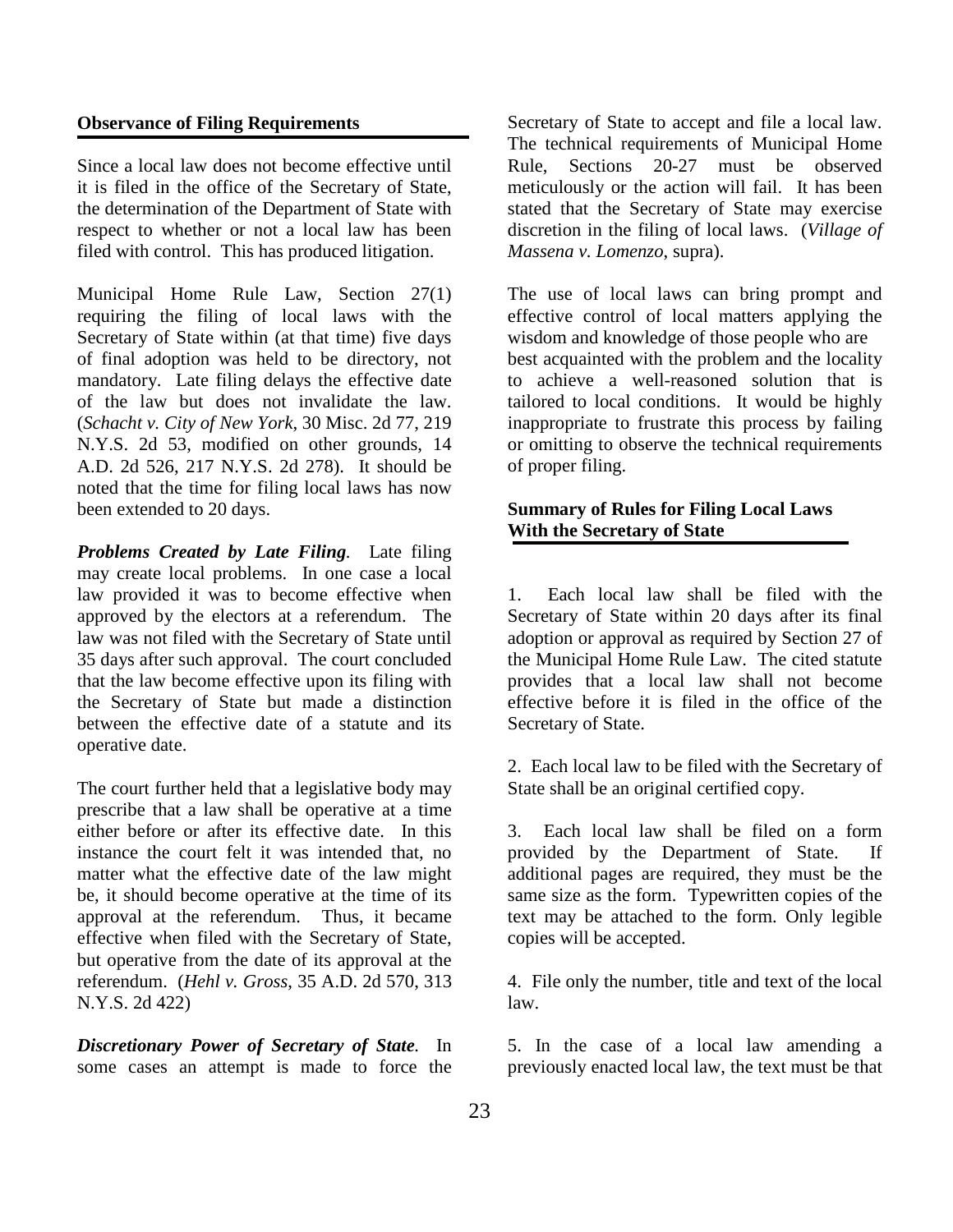### Observance of Filing Requirements

Since a local law does not become effective until it is filed in the office of the Secretary of State, the determination of the Department of State with respect to whether or not a local law has been filed with control. This has produced litigation.

Municipal Home Rule Law, Section 27(1) requiring the filing of local laws with the Secretary of State within (at that time) five days of final adoption was held to be directory, not mandatory. Late filing delays the effective date of the law but does not invalidate the law. (*Schacht v. City of New York*, 30 Misc. 2d 77, 219 N.Y.S. 2d 53, modified on other grounds, 14 A.D. 2d 526, 217 N.Y.S. 2d 278). It should be noted that the time for filing local laws has now been extended to 20 days.

***Problems Created by Late Filing.*** Late filing may create local problems. In one case a local law provided it was to become effective when approved by the electors at a referendum. The law was not filed with the Secretary of State until 35 days after such approval. The court concluded that the law become effective upon its filing with the Secretary of State but made a distinction between the effective date of a statute and its operative date.

The court further held that a legislative body may prescribe that a law shall be operative at a time either before or after its effective date. In this instance the court felt it was intended that, no matter what the effective date of the law might be, it should become operative at the time of its approval at the referendum. Thus, it became effective when filed with the Secretary of State, but operative from the date of its approval at the referendum. (*Hehl v. Gross*, 35 A.D. 2d 570, 313 N.Y.S. 2d 422)

***Discretionary Power of Secretary of State.*** In some cases an attempt is made to force the Secretary of State to accept and file a local law. The technical requirements of Municipal Home Rule, Sections 20-27 must be observed meticulously or the action will fail. It has been stated that the Secretary of State may exercise discretion in the filing of local laws. (*Village of Massena v. Lomenzo*, supra).

The use of local laws can bring prompt and effective control of local matters applying the wisdom and knowledge of those people who are best acquainted with the problem and the locality to achieve a well-reasoned solution that is tailored to local conditions. It would be highly inappropriate to frustrate this process by failing or omitting to observe the technical requirements of proper filing.

### Summary of Rules for Filing Local Laws With the Secretary of State

1. Each local law shall be filed with the Secretary of State within 20 days after its final adoption or approval as required by Section 27 of the Municipal Home Rule Law. The cited statute provides that a local law shall not become effective before it is filed in the office of the Secretary of State.

2. Each local law to be filed with the Secretary of State shall be an original certified copy.

3. Each local law shall be filed on a form provided by the Department of State. If additional pages are required, they must be the same size as the form. Typewritten copies of the text may be attached to the form. Only legible copies will be accepted.

4. File only the number, title and text of the local law.

5. In the case of a local law amending a previously enacted local law, the text must be that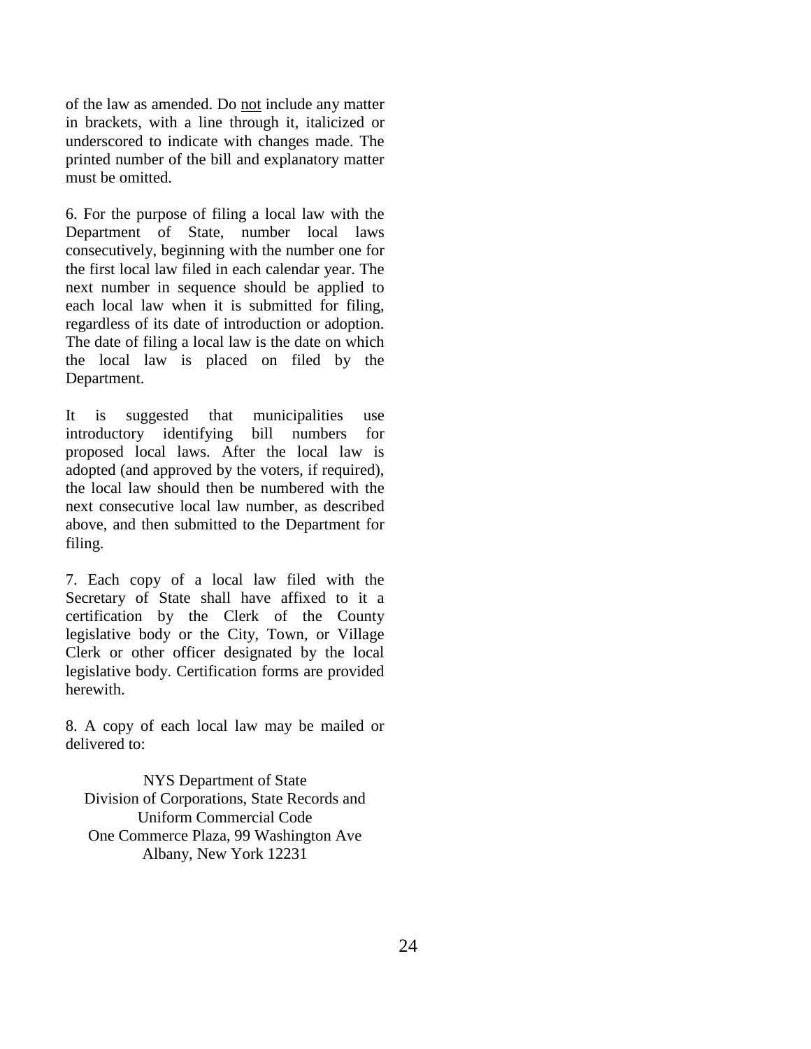of the law as amended. Do <u>not</u> include any matter in brackets, with a line through it, italicized or underscored to indicate with changes made. The printed number of the bill and explanatory matter must be omitted.

6. For the purpose of filing a local law with the Department of State, number local laws consecutively, beginning with the number one for the first local law filed in each calendar year. The next number in sequence should be applied to each local law when it is submitted for filing, regardless of its date of introduction or adoption. The date of filing a local law is the date on which the local law is placed on filed by the Department.

It is suggested that municipalities use introductory identifying bill numbers for proposed local laws. After the local law is adopted (and approved by the voters, if required), the local law should then be numbered with the next consecutive local law number, as described above, and then submitted to the Department for filing.

7. Each copy of a local law filed with the Secretary of State shall have affixed to it a certification by the Clerk of the County legislative body or the City, Town, or Village Clerk or other officer designated by the local legislative body. Certification forms are provided herewith.

8. A copy of each local law may be mailed or delivered to:

NYS Department of State
Division of Corporations, State Records and Uniform Commercial Code
One Commerce Plaza, 99 Washington Ave
Albany, New York 12231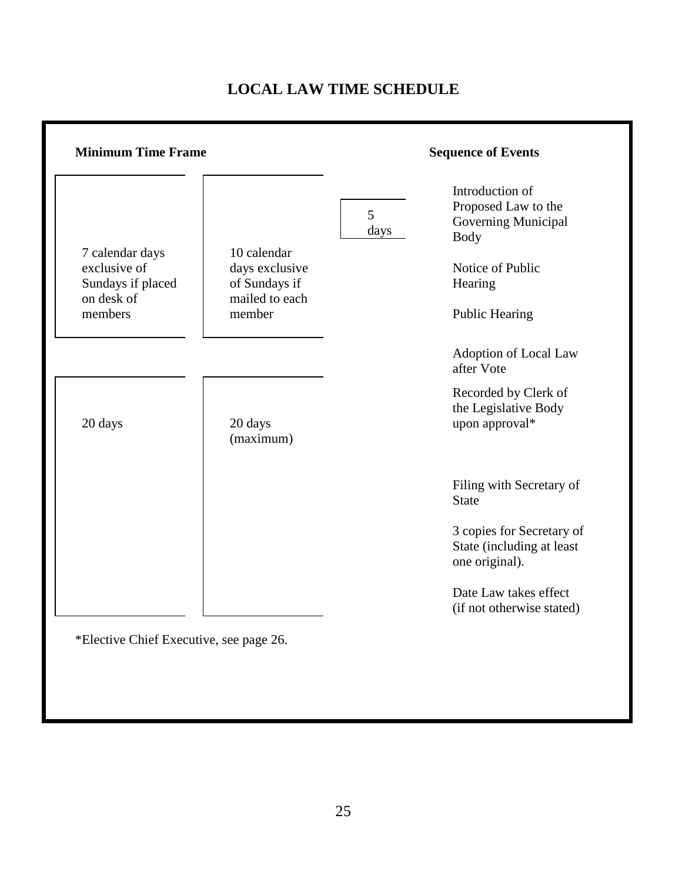# LOCAL LAW TIME SCHEDULE

| Minimum Time Frame | | | Sequence of Events |
| --- | --- | --- | --- |
| 7 calendar days exclusive of Sundays if placed on desk of members | 10 calendar days exclusive of Sundays if mailed to each member | 5 days | Introduction of Proposed Law to the Governing Municipal Body |
| | | | Notice of Public Hearing |
| | | | Public Hearing |
| | | | Adoption of Local Law after Vote |
| 20 days | 20 days (maximum) | | Recorded by Clerk of the Legislative Body upon approval* |
| | | | Filing with Secretary of State |
| | | | 3 copies for Secretary of State (including at least one original). |
| | | | Date Law takes effect (if not otherwise stated) |

*Elective Chief Executive, see page 26.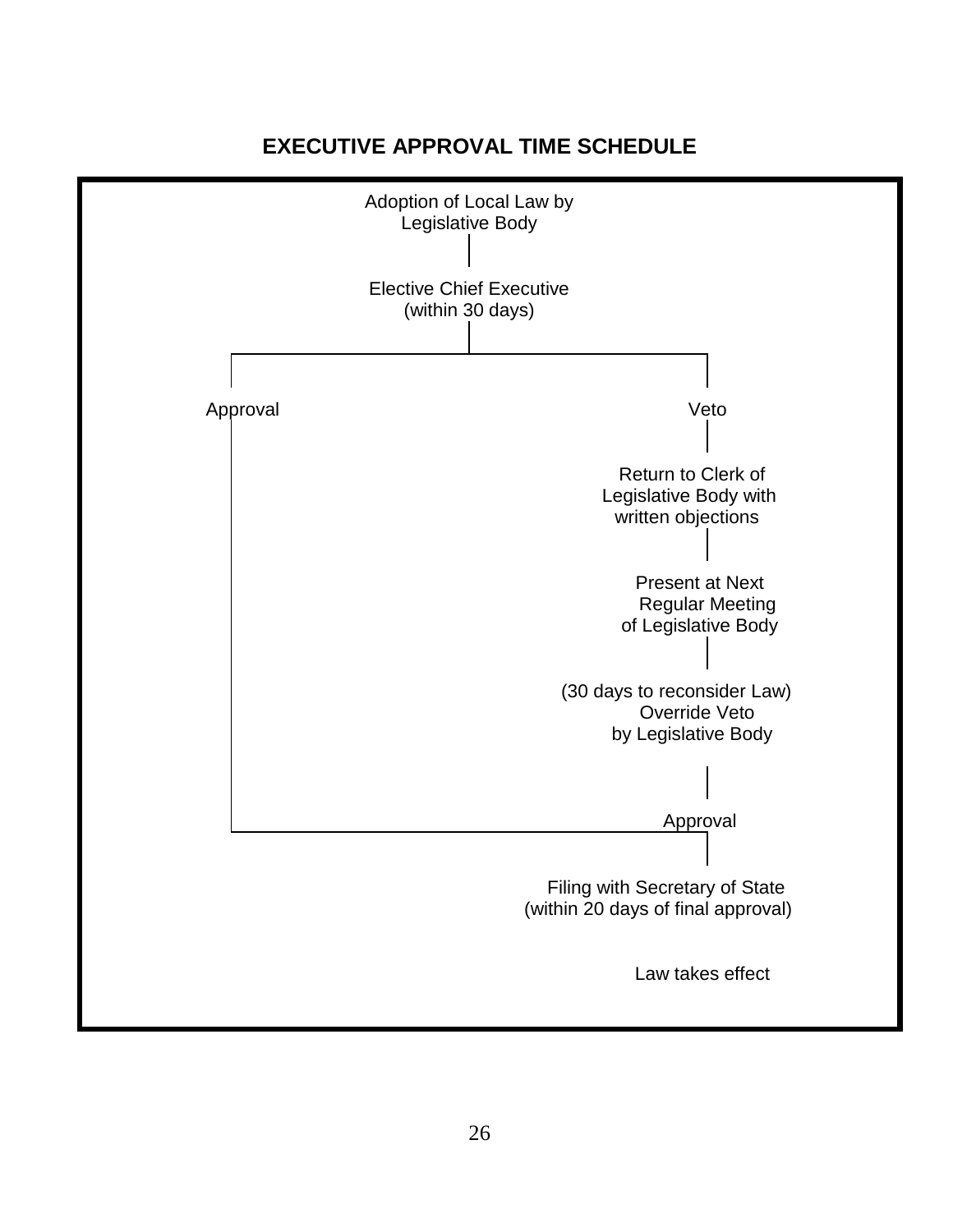## EXECUTIVE APPROVAL TIME SCHEDULE

Adoption of Local Law by Legislative Body

Elective Chief Executive (within 30 days)

Approval

Veto

Return to Clerk of Legislative Body with written objections

Present at Next Regular Meeting of Legislative Body

(30 days to reconsider Law) Override Veto by Legislative Body

Approval

Filing with Secretary of State (within 20 days of final approval)

Law takes effect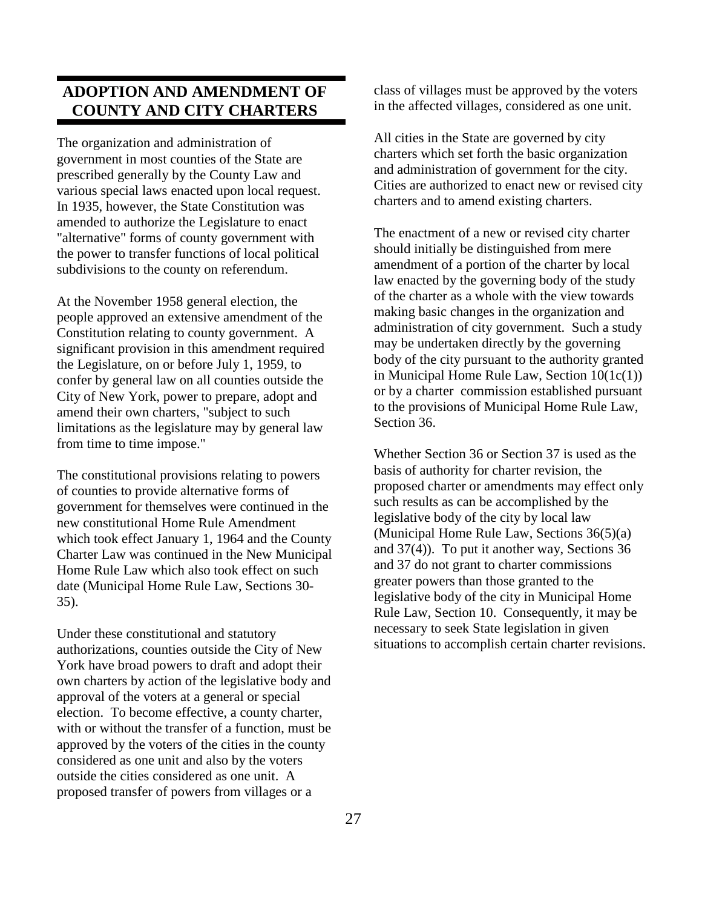# ADOPTION AND AMENDMENT OF COUNTY AND CITY CHARTERS

The organization and administration of government in most counties of the State are prescribed generally by the County Law and various special laws enacted upon local request. In 1935, however, the State Constitution was amended to authorize the Legislature to enact "alternative" forms of county government with the power to transfer functions of local political subdivisions to the county on referendum.

At the November 1958 general election, the people approved an extensive amendment of the Constitution relating to county government. A significant provision in this amendment required the Legislature, on or before July 1, 1959, to confer by general law on all counties outside the City of New York, power to prepare, adopt and amend their own charters, "subject to such limitations as the legislature may by general law from time to time impose."

The constitutional provisions relating to powers of counties to provide alternative forms of government for themselves were continued in the new constitutional Home Rule Amendment which took effect January 1, 1964 and the County Charter Law was continued in the New Municipal Home Rule Law which also took effect on such date (Municipal Home Rule Law, Sections 30-35).

Under these constitutional and statutory authorizations, counties outside the City of New York have broad powers to draft and adopt their own charters by action of the legislative body and approval of the voters at a general or special election. To become effective, a county charter, with or without the transfer of a function, must be approved by the voters of the cities in the county considered as one unit and also by the voters outside the cities considered as one unit. A proposed transfer of powers from villages or a class of villages must be approved by the voters in the affected villages, considered as one unit.

All cities in the State are governed by city charters which set forth the basic organization and administration of government for the city. Cities are authorized to enact new or revised city charters and to amend existing charters.

The enactment of a new or revised city charter should initially be distinguished from mere amendment of a portion of the charter by local law enacted by the governing body of the study of the charter as a whole with the view towards making basic changes in the organization and administration of city government. Such a study may be undertaken directly by the governing body of the city pursuant to the authority granted in Municipal Home Rule Law, Section 10(1c(1)) or by a charter commission established pursuant to the provisions of Municipal Home Rule Law, Section 36.

Whether Section 36 or Section 37 is used as the basis of authority for charter revision, the proposed charter or amendments may effect only such results as can be accomplished by the legislative body of the city by local law (Municipal Home Rule Law, Sections 36(5)(a) and 37(4)). To put it another way, Sections 36 and 37 do not grant to charter commissions greater powers than those granted to the legislative body of the city in Municipal Home Rule Law, Section 10. Consequently, it may be necessary to seek State legislation in given situations to accomplish certain charter revisions.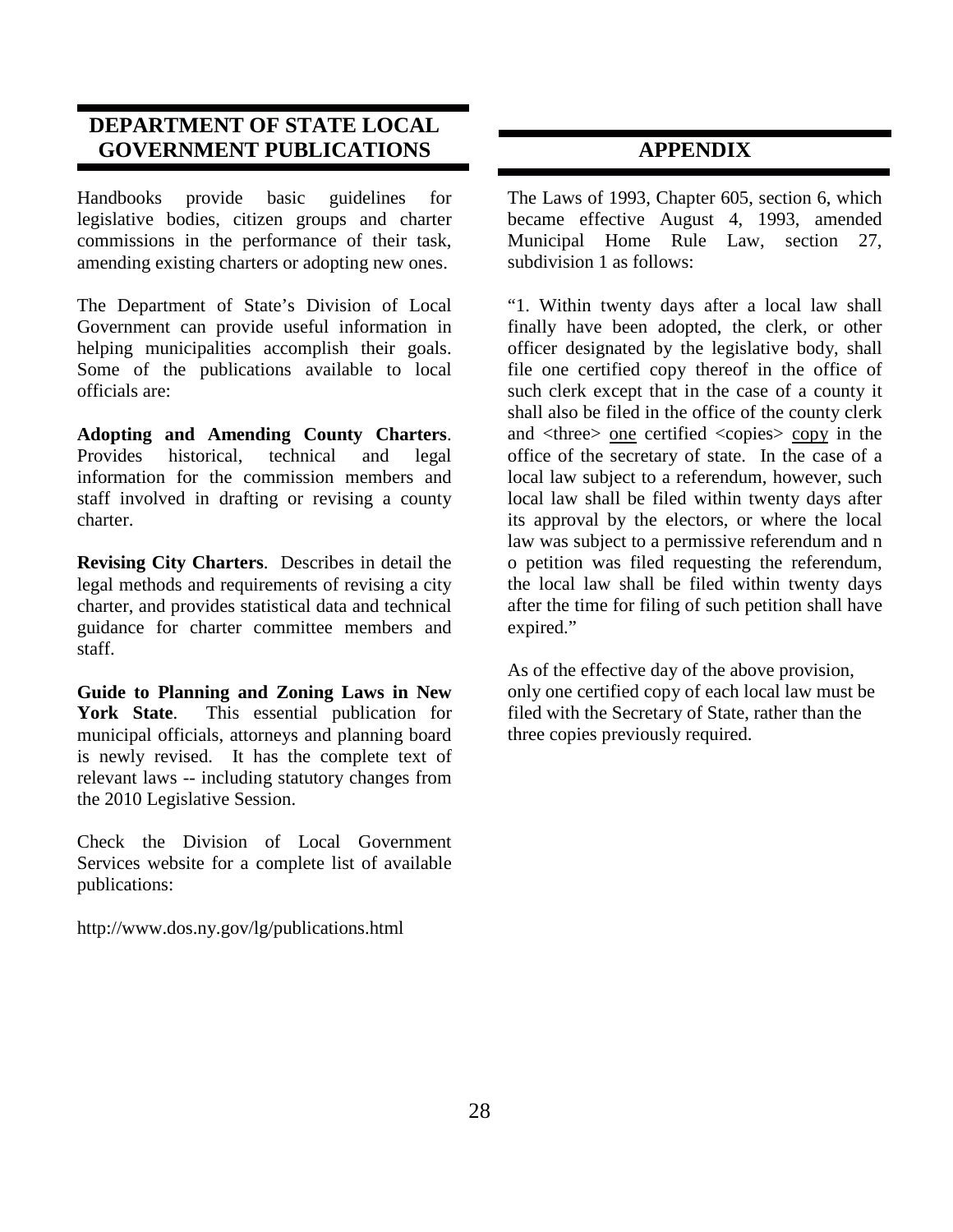## DEPARTMENT OF STATE LOCAL GOVERNMENT PUBLICATIONS

Handbooks provide basic guidelines for legislative bodies, citizen groups and charter commissions in the performance of their task, amending existing charters or adopting new ones.

The Department of State's Division of Local Government can provide useful information in helping municipalities accomplish their goals. Some of the publications available to local officials are:

**Adopting and Amending County Charters**. Provides historical, technical and legal information for the commission members and staff involved in drafting or revising a county charter.

**Revising City Charters**. Describes in detail the legal methods and requirements of revising a city charter, and provides statistical data and technical guidance for charter committee members and staff.

**Guide to Planning and Zoning Laws in New York State**. This essential publication for municipal officials, attorneys and planning board is newly revised. It has the complete text of relevant laws -- including statutory changes from the 2010 Legislative Session.

Check the Division of Local Government Services website for a complete list of available publications:

http://www.dos.ny.gov/lg/publications.html

## APPENDIX

The Laws of 1993, Chapter 605, section 6, which became effective August 4, 1993, amended Municipal Home Rule Law, section 27, subdivision 1 as follows:

"1. Within twenty days after a local law shall finally have been adopted, the clerk, or other officer designated by the legislative body, shall file one certified copy thereof in the office of such clerk except that in the case of a county it shall also be filed in the office of the county clerk and <three> <u>one</u> certified <copies> <u>copy</u> in the office of the secretary of state. In the case of a local law subject to a referendum, however, such local law shall be filed within twenty days after its approval by the electors, or where the local law was subject to a permissive referendum and n o petition was filed requesting the referendum, the local law shall be filed within twenty days after the time for filing of such petition shall have expired."

As of the effective day of the above provision, only one certified copy of each local law must be filed with the Secretary of State, rather than the three copies previously required.